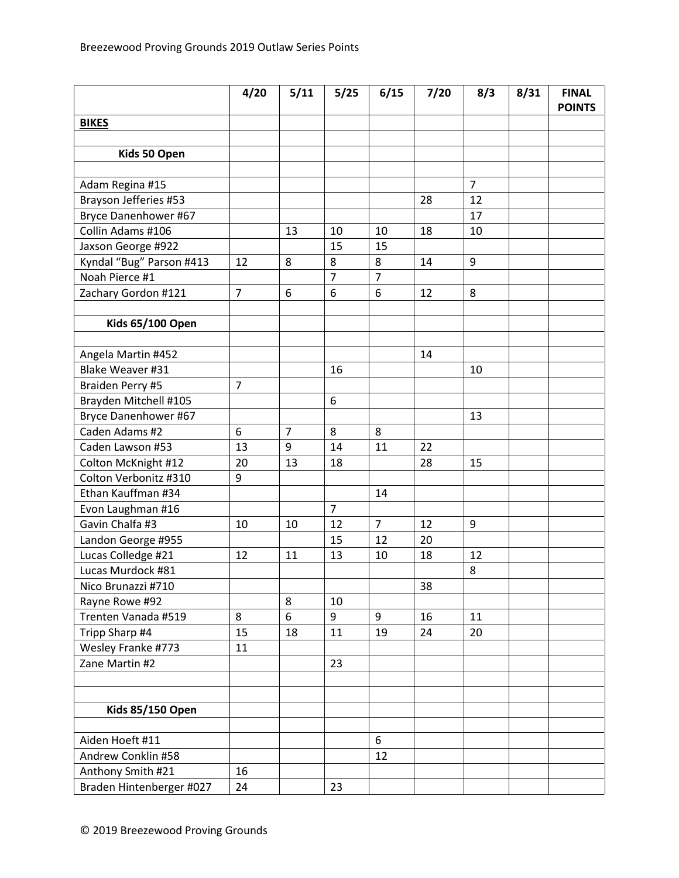Breezewood Proving Grounds 2019 Outlaw Series Points

| | 4/20 | 5/11 | 5/25 | 6/15 | 7/20 | 8/3 | 8/31 | FINAL POINTS |
|---|---|---|---|---|---|---|---|---|
| **BIKES** | | | | | | | | |
| | | | | | | | | |
| **Kids 50 Open** | | | | | | | | |
| | | | | | | | | |
| Adam Regina #15 | | | | | | 7 | | |
| Brayson Jefferies #53 | | | | | 28 | 12 | | |
| Bryce Danenhower #67 | | | | | | 17 | | |
| Collin Adams #106 | | 13 | 10 | 10 | 18 | 10 | | |
| Jaxson George #922 | | | 15 | 15 | | | | |
| Kyndal "Bug" Parson #413 | 12 | 8 | 8 | 8 | 14 | 9 | | |
| Noah Pierce #1 | | | 7 | 7 | | | | |
| Zachary Gordon #121 | 7 | 6 | 6 | 6 | 12 | 8 | | |
| | | | | | | | | |
| **Kids 65/100 Open** | | | | | | | | |
| | | | | | | | | |
| Angela Martin #452 | | | | | 14 | | | |
| Blake Weaver #31 | | | 16 | | | 10 | | |
| Braiden Perry #5 | 7 | | | | | | | |
| Brayden Mitchell #105 | | | 6 | | | | | |
| Bryce Danenhower #67 | | | | | | 13 | | |
| Caden Adams #2 | 6 | 7 | 8 | 8 | | | | |
| Caden Lawson #53 | 13 | 9 | 14 | 11 | 22 | | | |
| Colton McKnight #12 | 20 | 13 | 18 | | 28 | 15 | | |
| Colton Verbonitz #310 | 9 | | | | | | | |
| Ethan Kauffman #34 | | | | 14 | | | | |
| Evon Laughman #16 | | | 7 | | | | | |
| Gavin Chalfa #3 | 10 | 10 | 12 | 7 | 12 | 9 | | |
| Landon George #955 | | | 15 | 12 | 20 | | | |
| Lucas Colledge #21 | 12 | 11 | 13 | 10 | 18 | 12 | | |
| Lucas Murdock #81 | | | | | | 8 | | |
| Nico Brunazzi #710 | | | | | 38 | | | |
| Rayne Rowe #92 | | 8 | 10 | | | | | |
| Trenten Vanada #519 | 8 | 6 | 9 | 9 | 16 | 11 | | |
| Tripp Sharp #4 | 15 | 18 | 11 | 19 | 24 | 20 | | |
| Wesley Franke #773 | 11 | | | | | | | |
| Zane Martin #2 | | | 23 | | | | | |
| | | | | | | | | |
| | | | | | | | | |
| **Kids 85/150 Open** | | | | | | | | |
| | | | | | | | | |
| Aiden Hoeft #11 | | | | 6 | | | | |
| Andrew Conklin #58 | | | | 12 | | | | |
| Anthony Smith #21 | 16 | | | | | | | |
| Braden Hintenberger #027 | 24 | | 23 | | | | | |

© 2019 Breezewood Proving Grounds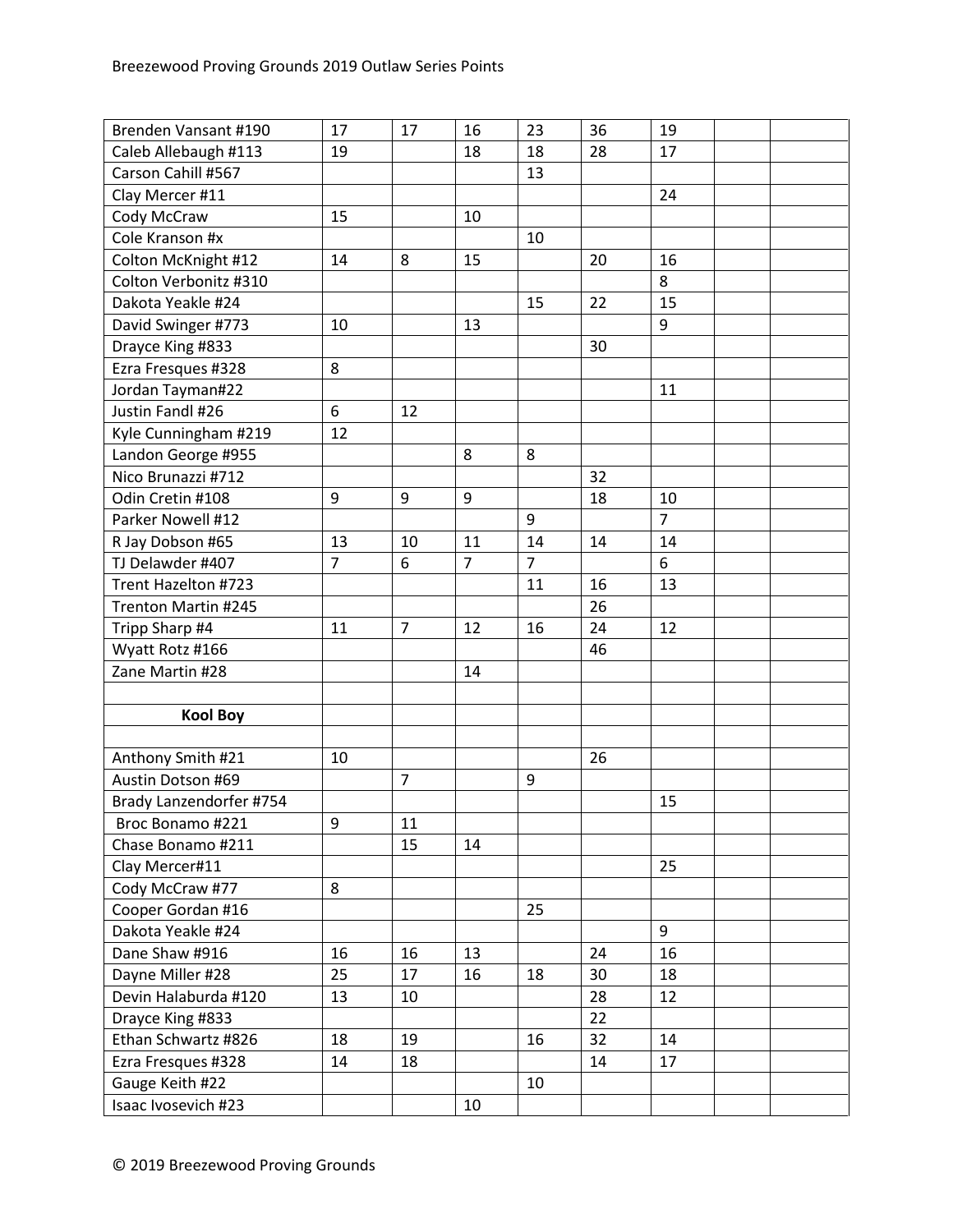| | | | | | | | | |
|---|---|---|---|---|---|---|---|---|
| Brenden Vansant #190 | 17 | 17 | 16 | 23 | 36 | 19 | | |
| Caleb Allebaugh #113 | 19 | | 18 | 18 | 28 | 17 | | |
| Carson Cahill #567 | | | | 13 | | | | |
| Clay Mercer #11 | | | | | | 24 | | |
| Cody McCraw | 15 | | 10 | | | | | |
| Cole Kranson #x | | | | 10 | | | | |
| Colton McKnight #12 | 14 | 8 | 15 | | 20 | 16 | | |
| Colton Verbonitz #310 | | | | | | 8 | | |
| Dakota Yeakle #24 | | | | 15 | 22 | 15 | | |
| David Swinger #773 | 10 | | 13 | | | 9 | | |
| Drayce King #833 | | | | | 30 | | | |
| Ezra Fresques #328 | 8 | | | | | | | |
| Jordan Tayman#22 | | | | | | 11 | | |
| Justin Fandl #26 | 6 | 12 | | | | | | |
| Kyle Cunningham #219 | 12 | | | | | | | |
| Landon George #955 | | | 8 | 8 | | | | |
| Nico Brunazzi #712 | | | | | 32 | | | |
| Odin Cretin #108 | 9 | 9 | 9 | | 18 | 10 | | |
| Parker Nowell #12 | | | | 9 | | 7 | | |
| R Jay Dobson #65 | 13 | 10 | 11 | 14 | 14 | 14 | | |
| TJ Delawder #407 | 7 | 6 | 7 | 7 | | 6 | | |
| Trent Hazelton #723 | | | | 11 | 16 | 13 | | |
| Trenton Martin #245 | | | | | 26 | | | |
| Tripp Sharp #4 | 11 | 7 | 12 | 16 | 24 | 12 | | |
| Wyatt Rotz #166 | | | | | 46 | | | |
| Zane Martin #28 | | | 14 | | | | | |
| | | | | | | | | |
| **Kool Boy** | | | | | | | | |
| | | | | | | | | |
| Anthony Smith #21 | 10 | | | | 26 | | | |
| Austin Dotson #69 | | 7 | | 9 | | | | |
| Brady Lanzendorfer #754 | | | | | | 15 | | |
| Broc Bonamo #221 | 9 | 11 | | | | | | |
| Chase Bonamo #211 | | 15 | 14 | | | | | |
| Clay Mercer#11 | | | | | | 25 | | |
| Cody McCraw #77 | 8 | | | | | | | |
| Cooper Gordan #16 | | | | 25 | | | | |
| Dakota Yeakle #24 | | | | | | 9 | | |
| Dane Shaw #916 | 16 | 16 | 13 | | 24 | 16 | | |
| Dayne Miller #28 | 25 | 17 | 16 | 18 | 30 | 18 | | |
| Devin Halaburda #120 | 13 | 10 | | | 28 | 12 | | |
| Drayce King #833 | | | | | 22 | | | |
| Ethan Schwartz #826 | 18 | 19 | | 16 | 32 | 14 | | |
| Ezra Fresques #328 | 14 | 18 | | | 14 | 17 | | |
| Gauge Keith #22 | | | | 10 | | | | |
| Isaac Ivosevich #23 | | | 10 | | | | | |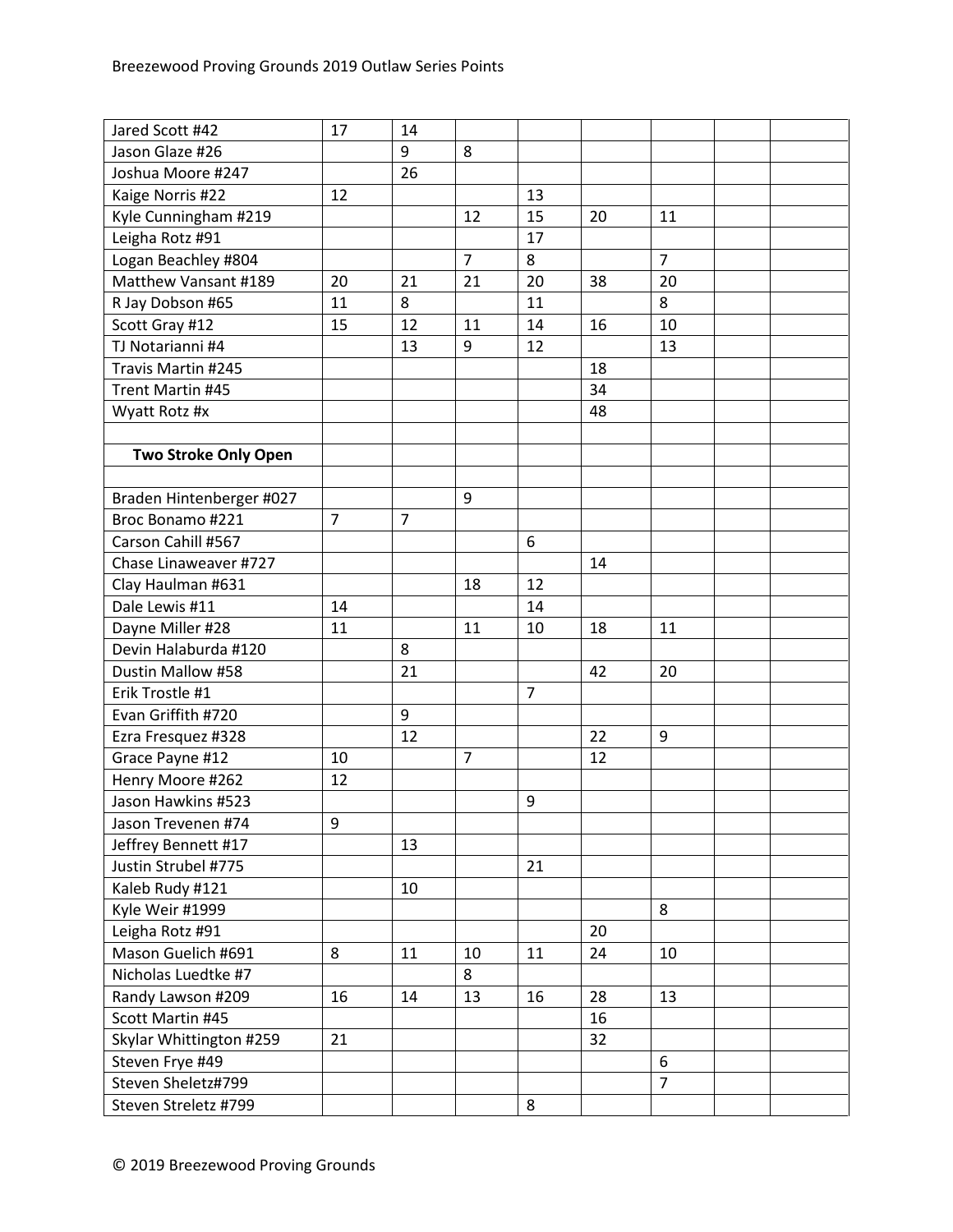| | | | | | | | | |
|---|---|---|---|---|---|---|---|---|
| Jared Scott #42 | 17 | 14 | | | | | | |
| Jason Glaze #26 | | 9 | 8 | | | | | |
| Joshua Moore #247 | | 26 | | | | | | |
| Kaige Norris #22 | 12 | | | 13 | | | | |
| Kyle Cunningham #219 | | | 12 | 15 | 20 | 11 | | |
| Leigha Rotz #91 | | | | 17 | | | | |
| Logan Beachley #804 | | | 7 | 8 | | 7 | | |
| Matthew Vansant #189 | 20 | 21 | 21 | 20 | 38 | 20 | | |
| R Jay Dobson #65 | 11 | 8 | | 11 | | 8 | | |
| Scott Gray #12 | 15 | 12 | 11 | 14 | 16 | 10 | | |
| TJ Notarianni #4 | | 13 | 9 | 12 | | 13 | | |
| Travis Martin #245 | | | | | 18 | | | |
| Trent Martin #45 | | | | | 34 | | | |
| Wyatt Rotz #x | | | | | 48 | | | |
| | | | | | | | | |
| **Two Stroke Only Open** | | | | | | | | |
| | | | | | | | | |
| Braden Hintenberger #027 | | | 9 | | | | | |
| Broc Bonamo #221 | 7 | 7 | | | | | | |
| Carson Cahill #567 | | | | 6 | | | | |
| Chase Linaweaver #727 | | | | | 14 | | | |
| Clay Haulman #631 | | | 18 | 12 | | | | |
| Dale Lewis #11 | 14 | | | 14 | | | | |
| Dayne Miller #28 | 11 | | 11 | 10 | 18 | 11 | | |
| Devin Halaburda #120 | | 8 | | | | | | |
| Dustin Mallow #58 | | 21 | | | 42 | 20 | | |
| Erik Trostle #1 | | | | 7 | | | | |
| Evan Griffith #720 | | 9 | | | | | | |
| Ezra Fresquez #328 | | 12 | | | 22 | 9 | | |
| Grace Payne #12 | 10 | | 7 | | 12 | | | |
| Henry Moore #262 | 12 | | | | | | | |
| Jason Hawkins #523 | | | | 9 | | | | |
| Jason Trevenen #74 | 9 | | | | | | | |
| Jeffrey Bennett #17 | | 13 | | | | | | |
| Justin Strubel #775 | | | | 21 | | | | |
| Kaleb Rudy #121 | | 10 | | | | | | |
| Kyle Weir #1999 | | | | | | 8 | | |
| Leigha Rotz #91 | | | | | 20 | | | |
| Mason Guelich #691 | 8 | 11 | 10 | 11 | 24 | 10 | | |
| Nicholas Luedtke #7 | | | 8 | | | | | |
| Randy Lawson #209 | 16 | 14 | 13 | 16 | 28 | 13 | | |
| Scott Martin #45 | | | | | 16 | | | |
| Skylar Whittington #259 | 21 | | | | 32 | | | |
| Steven Frye #49 | | | | | | 6 | | |
| Steven Sheletz#799 | | | | | | 7 | | |
| Steven Streletz #799 | | | | 8 | | | | |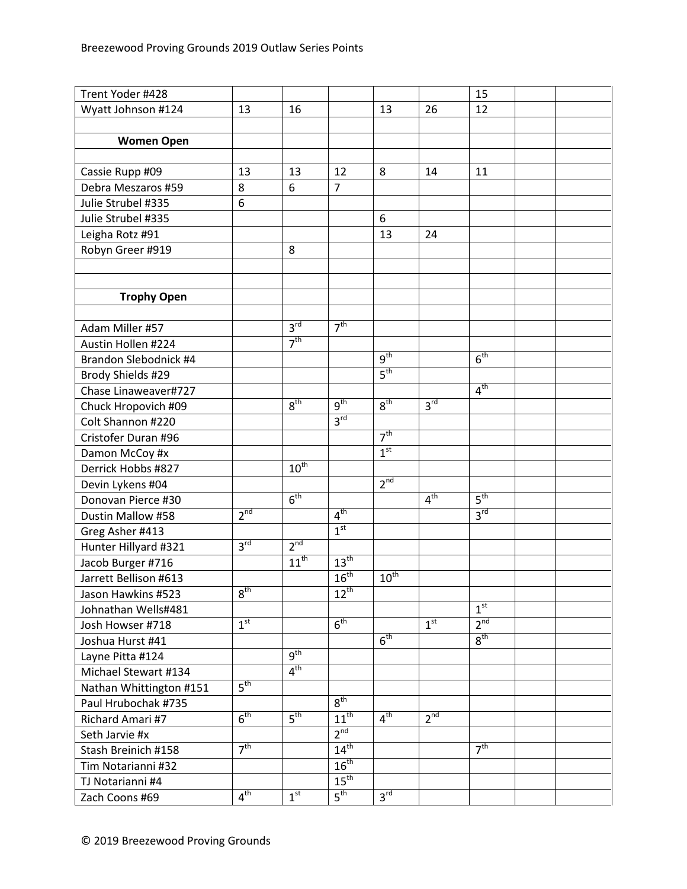| | | | | | | | | |
|---|---|---|---|---|---|---|---|---|
| Trent Yoder #428 | | | | | | 15 | | |
| Wyatt Johnson #124 | 13 | 16 | | 13 | 26 | 12 | | |
| | | | | | | | | |
| **Women Open** | | | | | | | | |
| | | | | | | | | |
| Cassie Rupp #09 | 13 | 13 | 12 | 8 | 14 | 11 | | |
| Debra Meszaros #59 | 8 | 6 | 7 | | | | | |
| Julie Strubel #335 | 6 | | | | | | | |
| Julie Strubel #335 | | | | 6 | | | | |
| Leigha Rotz #91 | | | | 13 | 24 | | | |
| Robyn Greer #919 | | 8 | | | | | | |
| | | | | | | | | |
| | | | | | | | | |
| **Trophy Open** | | | | | | | | |
| | | | | | | | | |
| Adam Miller #57 | | 3rd | 7th | | | | | |
| Austin Hollen #224 | | 7th | | | | | | |
| Brandon Slebodnick #4 | | | | 9th | | 6th | | |
| Brody Shields #29 | | | | 5th | | | | |
| Chase Linaweaver#727 | | | | | | 4th | | |
| Chuck Hropovich #09 | | 8th | 9th | 8th | 3rd | | | |
| Colt Shannon #220 | | | 3rd | | | | | |
| Cristofer Duran #96 | | | | 7th | | | | |
| Damon McCoy #x | | | | 1st | | | | |
| Derrick Hobbs #827 | | 10th | | | | | | |
| Devin Lykens #04 | | | | 2nd | | | | |
| Donovan Pierce #30 | | 6th | | | 4th | 5th | | |
| Dustin Mallow #58 | 2nd | | 4th | | | 3rd | | |
| Greg Asher #413 | | | 1st | | | | | |
| Hunter Hillyard #321 | 3rd | 2nd | | | | | | |
| Jacob Burger #716 | | 11th | 13th | | | | | |
| Jarrett Bellison #613 | | | 16th | 10th | | | | |
| Jason Hawkins #523 | 8th | | 12th | | | | | |
| Johnathan Wells#481 | | | | | | 1st | | |
| Josh Howser #718 | 1st | | 6th | | 1st | 2nd | | |
| Joshua Hurst #41 | | | | 6th | | 8th | | |
| Layne Pitta #124 | | 9th | | | | | | |
| Michael Stewart #134 | | 4th | | | | | | |
| Nathan Whittington #151 | 5th | | | | | | | |
| Paul Hrubochak #735 | | | 8th | | | | | |
| Richard Amari #7 | 6th | 5th | 11th | 4th | 2nd | | | |
| Seth Jarvie #x | | | 2nd | | | | | |
| Stash Breinich #158 | 7th | | 14th | | | 7th | | |
| Tim Notarianni #32 | | | 16th | | | | | |
| TJ Notarianni #4 | | | 15th | | | | | |
| Zach Coons #69 | 4th | 1st | 5th | 3rd | | | | |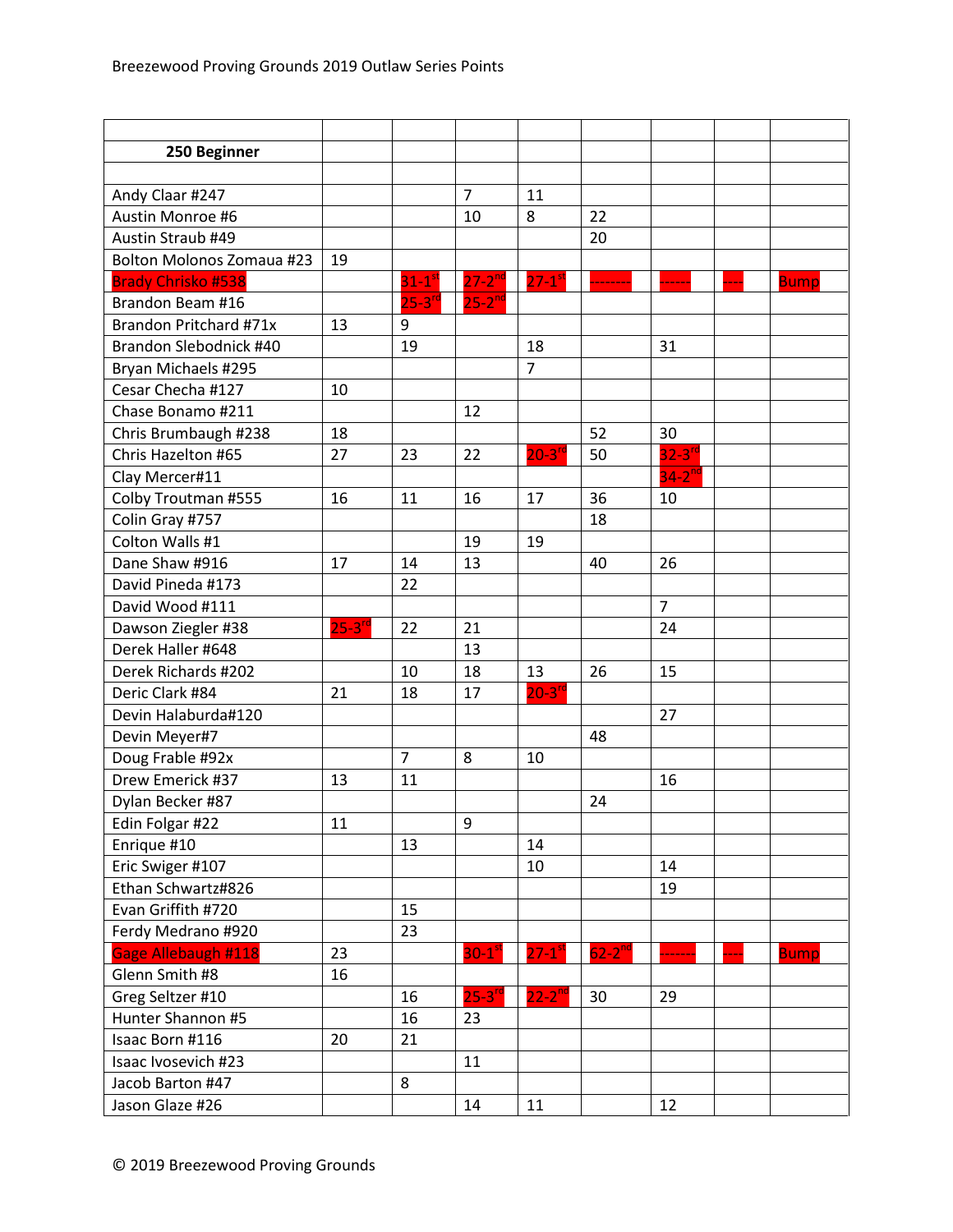Breezewood Proving Grounds 2019 Outlaw Series Points

| | | | | | | | | |
|---|---|---|---|---|---|---|---|---|
| **250 Beginner** | | | | | | | | |
| | | | | | | | | |
| Andy Claar #247 | | | 7 | 11 | | | | |
| Austin Monroe #6 | | | 10 | 8 | 22 | | | |
| Austin Straub #49 | | | | | 20 | | | |
| Bolton Molonos Zomaua #23 | 19 | | | | | | | |
| Brady Chrisko #538 | | 31-1st | 27-2nd | 27-1st | -------- | ------ | ---- | Bump |
| Brandon Beam #16 | | 25-3rd | 25-2nd | | | | | |
| Brandon Pritchard #71x | 13 | 9 | | | | | | |
| Brandon Slebodnick #40 | | 19 | | 18 | | 31 | | |
| Bryan Michaels #295 | | | | 7 | | | | |
| Cesar Checha #127 | 10 | | | | | | | |
| Chase Bonamo #211 | | | 12 | | | | | |
| Chris Brumbaugh #238 | 18 | | | | 52 | 30 | | |
| Chris Hazelton #65 | 27 | 23 | 22 | 20-3rd | 50 | 32-3rd | | |
| Clay Mercer#11 | | | | | | 34-2nd | | |
| Colby Troutman #555 | 16 | 11 | 16 | 17 | 36 | 10 | | |
| Colin Gray #757 | | | | | 18 | | | |
| Colton Walls #1 | | | 19 | 19 | | | | |
| Dane Shaw #916 | 17 | 14 | 13 | | 40 | 26 | | |
| David Pineda #173 | | 22 | | | | | | |
| David Wood #111 | | | | | | 7 | | |
| Dawson Ziegler #38 | 25-3rd | 22 | 21 | | | 24 | | |
| Derek Haller #648 | | | 13 | | | | | |
| Derek Richards #202 | | 10 | 18 | 13 | 26 | 15 | | |
| Deric Clark #84 | 21 | 18 | 17 | 20-3rd | | | | |
| Devin Halaburda#120 | | | | | | 27 | | |
| Devin Meyer#7 | | | | | 48 | | | |
| Doug Frable #92x | | 7 | 8 | 10 | | | | |
| Drew Emerick #37 | 13 | 11 | | | | 16 | | |
| Dylan Becker #87 | | | | | 24 | | | |
| Edin Folgar #22 | 11 | | 9 | | | | | |
| Enrique #10 | | 13 | | 14 | | | | |
| Eric Swiger #107 | | | | 10 | | 14 | | |
| Ethan Schwartz#826 | | | | | | 19 | | |
| Evan Griffith #720 | | 15 | | | | | | |
| Ferdy Medrano #920 | | 23 | | | | | | |
| Gage Allebaugh #118 | 23 | | 30-1st | 27-1st | 62-2nd | ------- | ---- | Bump |
| Glenn Smith #8 | 16 | | | | | | | |
| Greg Seltzer #10 | | 16 | 25-3rd | 22-2nd | 30 | 29 | | |
| Hunter Shannon #5 | | 16 | 23 | | | | | |
| Isaac Born #116 | 20 | 21 | | | | | | |
| Isaac Ivosevich #23 | | | 11 | | | | | |
| Jacob Barton #47 | | 8 | | | | | | |
| Jason Glaze #26 | | | 14 | 11 | | 12 | | |

© 2019 Breezewood Proving Grounds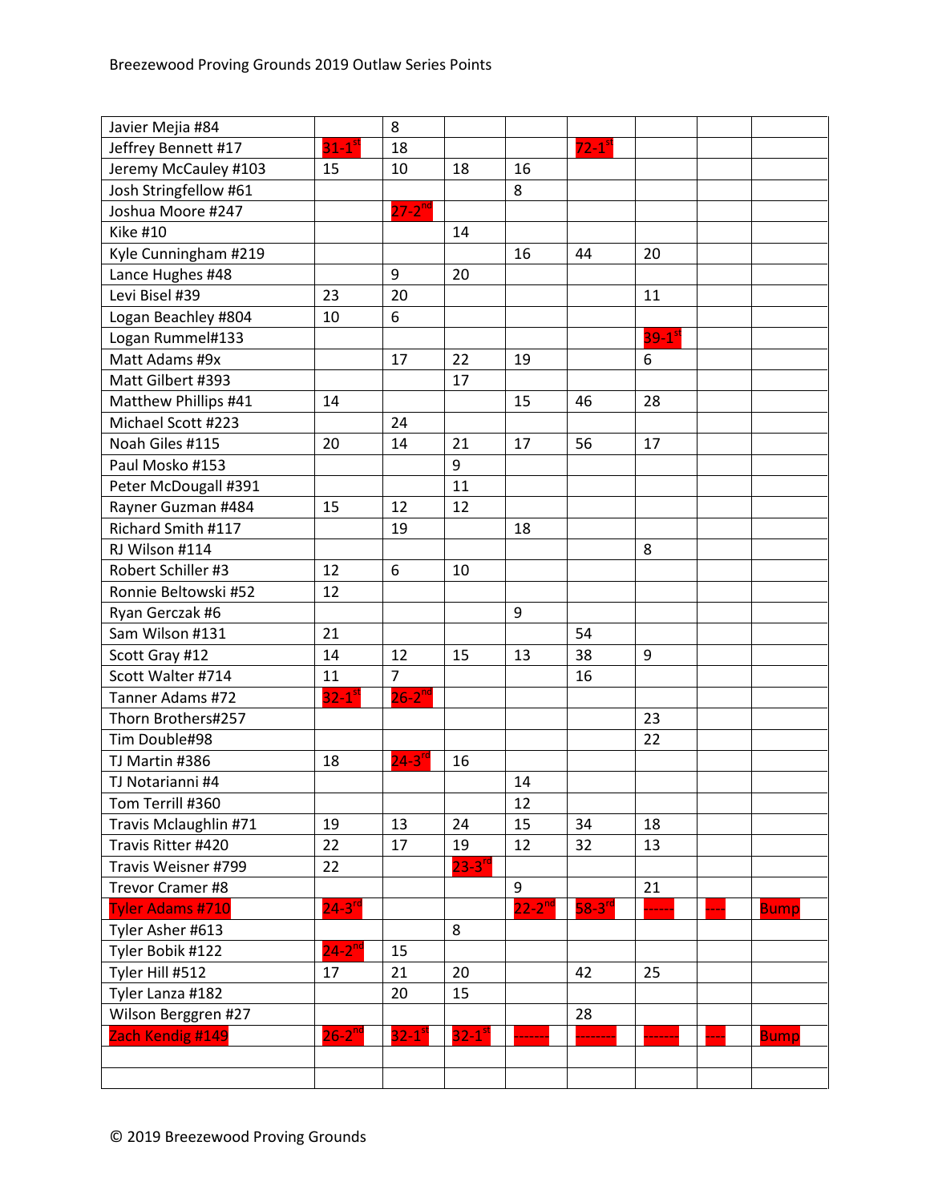| | | | | | | | | |
|---|---|---|---|---|---|---|---|---|
| Javier Mejia #84 | | 8 | | | | | | |
| Jeffrey Bennett #17 | 31-1st | 18 | | | 72-1st | | | |
| Jeremy McCauley #103 | 15 | 10 | 18 | 16 | | | | |
| Josh Stringfellow #61 | | | | 8 | | | | |
| Joshua Moore #247 | | 27-2nd | | | | | | |
| Kike #10 | | | 14 | | | | | |
| Kyle Cunningham #219 | | | | 16 | 44 | 20 | | |
| Lance Hughes #48 | | 9 | 20 | | | | | |
| Levi Bisel #39 | 23 | 20 | | | | 11 | | |
| Logan Beachley #804 | 10 | 6 | | | | | | |
| Logan Rummel#133 | | | | | | 39-1st | | |
| Matt Adams #9x | | 17 | 22 | 19 | | 6 | | |
| Matt Gilbert #393 | | | 17 | | | | | |
| Matthew Phillips #41 | 14 | | | 15 | 46 | 28 | | |
| Michael Scott #223 | | 24 | | | | | | |
| Noah Giles #115 | 20 | 14 | 21 | 17 | 56 | 17 | | |
| Paul Mosko #153 | | | 9 | | | | | |
| Peter McDougall #391 | | | 11 | | | | | |
| Rayner Guzman #484 | 15 | 12 | 12 | | | | | |
| Richard Smith #117 | | 19 | | 18 | | | | |
| RJ Wilson #114 | | | | | | 8 | | |
| Robert Schiller #3 | 12 | 6 | 10 | | | | | |
| Ronnie Beltowski #52 | 12 | | | | | | | |
| Ryan Gerczak #6 | | | | 9 | | | | |
| Sam Wilson #131 | 21 | | | | 54 | | | |
| Scott Gray #12 | 14 | 12 | 15 | 13 | 38 | 9 | | |
| Scott Walter #714 | 11 | 7 | | | 16 | | | |
| Tanner Adams #72 | 32-1st | 26-2nd | | | | | | |
| Thorn Brothers#257 | | | | | | 23 | | |
| Tim Double#98 | | | | | | 22 | | |
| TJ Martin #386 | 18 | 24-3rd | 16 | | | | | |
| TJ Notarianni #4 | | | | 14 | | | | |
| Tom Terrill #360 | | | | 12 | | | | |
| Travis Mclaughlin #71 | 19 | 13 | 24 | 15 | 34 | 18 | | |
| Travis Ritter #420 | 22 | 17 | 19 | 12 | 32 | 13 | | |
| Travis Weisner #799 | 22 | | 23-3rd | | | | | |
| Trevor Cramer #8 | | | | 9 | | 21 | | |
| Tyler Adams #710 | 24-3rd | | | 22-2nd | 58-3rd | ------ | ---- | Bump |
| Tyler Asher #613 | | | 8 | | | | | |
| Tyler Bobik #122 | 24-2nd | 15 | | | | | | |
| Tyler Hill #512 | 17 | 21 | 20 | | 42 | 25 | | |
| Tyler Lanza #182 | | 20 | 15 | | | | | |
| Wilson Berggren #27 | | | | | 28 | | | |
| Zach Kendig #149 | 26-2nd | 32-1st | 32-1st | ------- | -------- | ------- | ---- | Bump |
| | | | | | | | | |
| | | | | | | | | |

© 2019 Breezewood Proving Grounds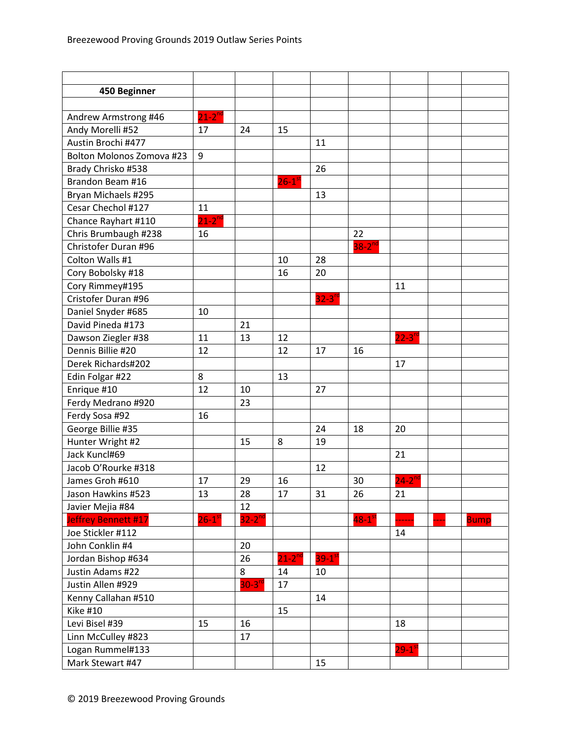Breezewood Proving Grounds 2019 Outlaw Series Points

| | | | | | | | | |
|---|---|---|---|---|---|---|---|---|
| **450 Beginner** | | | | | | | | |
| | | | | | | | | |
| Andrew Armstrong #46 | 21-2nd | | | | | | | |
| Andy Morelli #52 | 17 | 24 | 15 | | | | | |
| Austin Brochi #477 | | | | 11 | | | | |
| Bolton Molonos Zomova #23 | 9 | | | | | | | |
| Brady Chrisko #538 | | | | 26 | | | | |
| Brandon Beam #16 | | | 26-1st | | | | | |
| Bryan Michaels #295 | | | | 13 | | | | |
| Cesar Chechol #127 | 11 | | | | | | | |
| Chance Rayhart #110 | 21-2nd | | | | | | | |
| Chris Brumbaugh #238 | 16 | | | | 22 | | | |
| Christofer Duran #96 | | | | | 38-2nd | | | |
| Colton Walls #1 | | | 10 | 28 | | | | |
| Cory Bobolsky #18 | | | 16 | 20 | | | | |
| Cory Rimmey#195 | | | | | | 11 | | |
| Cristofer Duran #96 | | | | 32-3rd | | | | |
| Daniel Snyder #685 | 10 | | | | | | | |
| David Pineda #173 | | 21 | | | | | | |
| Dawson Ziegler #38 | 11 | 13 | 12 | | | 22-3rd | | |
| Dennis Billie #20 | 12 | | 12 | 17 | 16 | | | |
| Derek Richards#202 | | | | | | 17 | | |
| Edin Folgar #22 | 8 | | 13 | | | | | |
| Enrique #10 | 12 | 10 | | 27 | | | | |
| Ferdy Medrano #920 | | 23 | | | | | | |
| Ferdy Sosa #92 | 16 | | | | | | | |
| George Billie #35 | | | | 24 | 18 | 20 | | |
| Hunter Wright #2 | | 15 | 8 | 19 | | | | |
| Jack Kuncl#69 | | | | | | 21 | | |
| Jacob O'Rourke #318 | | | | 12 | | | | |
| James Groh #610 | 17 | 29 | 16 | | 30 | 24-2nd | | |
| Jason Hawkins #523 | 13 | 28 | 17 | 31 | 26 | 21 | | |
| Javier Mejia #84 | | 12 | | | | | | |
| Jeffrey Bennett #17 | 26-1st | 32-2nd | | | 48-1st | ------ | ---- | Bump |
| Joe Stickler #112 | | | | | | 14 | | |
| John Conklin #4 | | 20 | | | | | | |
| Jordan Bishop #634 | | 26 | 21-2nd | 39-1st | | | | |
| Justin Adams #22 | | 8 | 14 | 10 | | | | |
| Justin Allen #929 | | 30-3rd | 17 | | | | | |
| Kenny Callahan #510 | | | | 14 | | | | |
| Kike #10 | | | 15 | | | | | |
| Levi Bisel #39 | 15 | 16 | | | | 18 | | |
| Linn McCulley #823 | | 17 | | | | | | |
| Logan Rummel#133 | | | | | | 29-1st | | |
| Mark Stewart #47 | | | | 15 | | | | |

© 2019 Breezewood Proving Grounds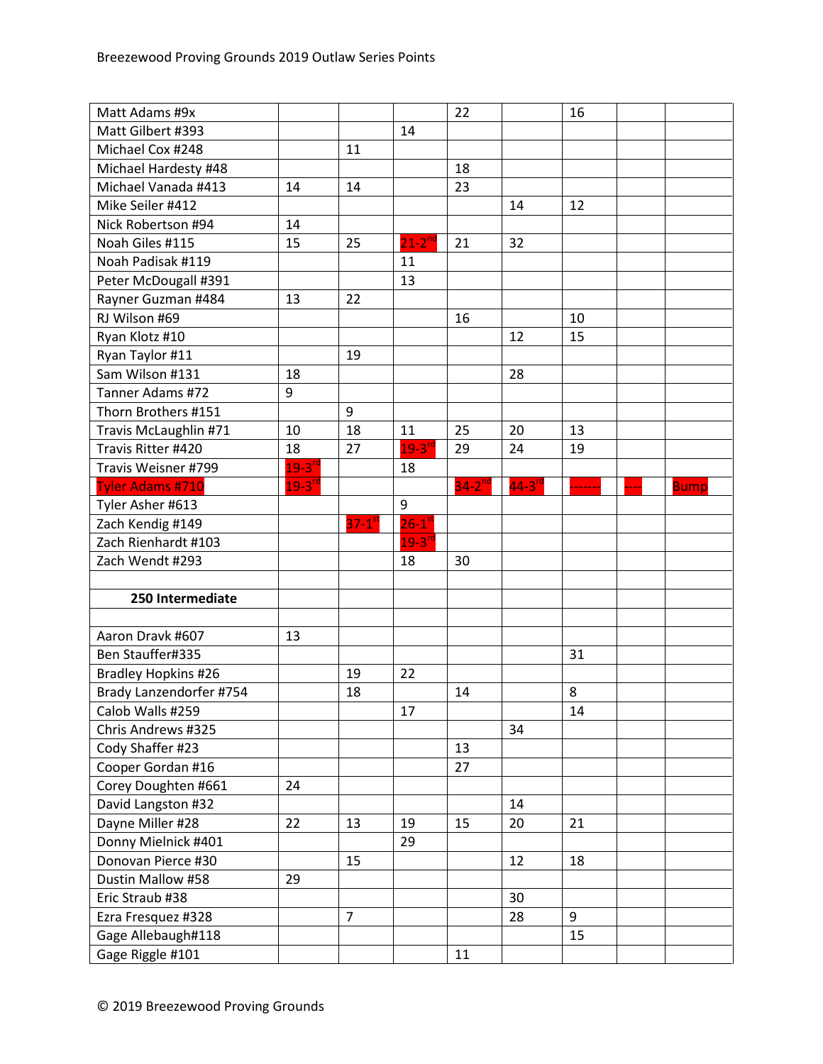Breezewood Proving Grounds 2019 Outlaw Series Points

| | | | | | | | | |
|---|---|---|---|---|---|---|---|---|
| Matt Adams #9x | | | | 22 | | 16 | | |
| Matt Gilbert #393 | | | 14 | | | | | |
| Michael Cox #248 | | 11 | | | | | | |
| Michael Hardesty #48 | | | | 18 | | | | |
| Michael Vanada #413 | 14 | 14 | | 23 | | | | |
| Mike Seiler #412 | | | | | 14 | 12 | | |
| Nick Robertson #94 | 14 | | | | | | | |
| Noah Giles #115 | 15 | 25 | 21-2nd | 21 | 32 | | | |
| Noah Padisak #119 | | | 11 | | | | | |
| Peter McDougall #391 | | | 13 | | | | | |
| Rayner Guzman #484 | 13 | 22 | | | | | | |
| RJ Wilson #69 | | | | 16 | | 10 | | |
| Ryan Klotz #10 | | | | | 12 | 15 | | |
| Ryan Taylor #11 | | 19 | | | | | | |
| Sam Wilson #131 | 18 | | | | 28 | | | |
| Tanner Adams #72 | 9 | | | | | | | |
| Thorn Brothers #151 | | 9 | | | | | | |
| Travis McLaughlin #71 | 10 | 18 | 11 | 25 | 20 | 13 | | |
| Travis Ritter #420 | 18 | 27 | 19-3rd | 29 | 24 | 19 | | |
| Travis Weisner #799 | 19-3rd | | 18 | | | | | |
| Tyler Adams #710 | 19-3rd | | | 34-2nd | 44-3rd | ------- | ---- | Bump |
| Tyler Asher #613 | | | 9 | | | | | |
| Zach Kendig #149 | | 37-1st | 26-1st | | | | | |
| Zach Rienhardt #103 | | | 19-3rd | | | | | |
| Zach Wendt #293 | | | 18 | 30 | | | | |
| | | | | | | | | |
| **250 Intermediate** | | | | | | | | |
| | | | | | | | | |
| Aaron Dravk #607 | 13 | | | | | | | |
| Ben Stauffer#335 | | | | | | 31 | | |
| Bradley Hopkins #26 | | 19 | 22 | | | | | |
| Brady Lanzendorfer #754 | | 18 | | 14 | | 8 | | |
| Calob Walls #259 | | | 17 | | | 14 | | |
| Chris Andrews #325 | | | | | 34 | | | |
| Cody Shaffer #23 | | | | 13 | | | | |
| Cooper Gordan #16 | | | | 27 | | | | |
| Corey Doughten #661 | 24 | | | | | | | |
| David Langston #32 | | | | | 14 | | | |
| Dayne Miller #28 | 22 | 13 | 19 | 15 | 20 | 21 | | |
| Donny Mielnick #401 | | | 29 | | | | | |
| Donovan Pierce #30 | | 15 | | | 12 | 18 | | |
| Dustin Mallow #58 | 29 | | | | | | | |
| Eric Straub #38 | | | | | 30 | | | |
| Ezra Fresquez #328 | | 7 | | | 28 | 9 | | |
| Gage Allebaugh#118 | | | | | | 15 | | |
| Gage Riggle #101 | | | | 11 | | | | |

© 2019 Breezewood Proving Grounds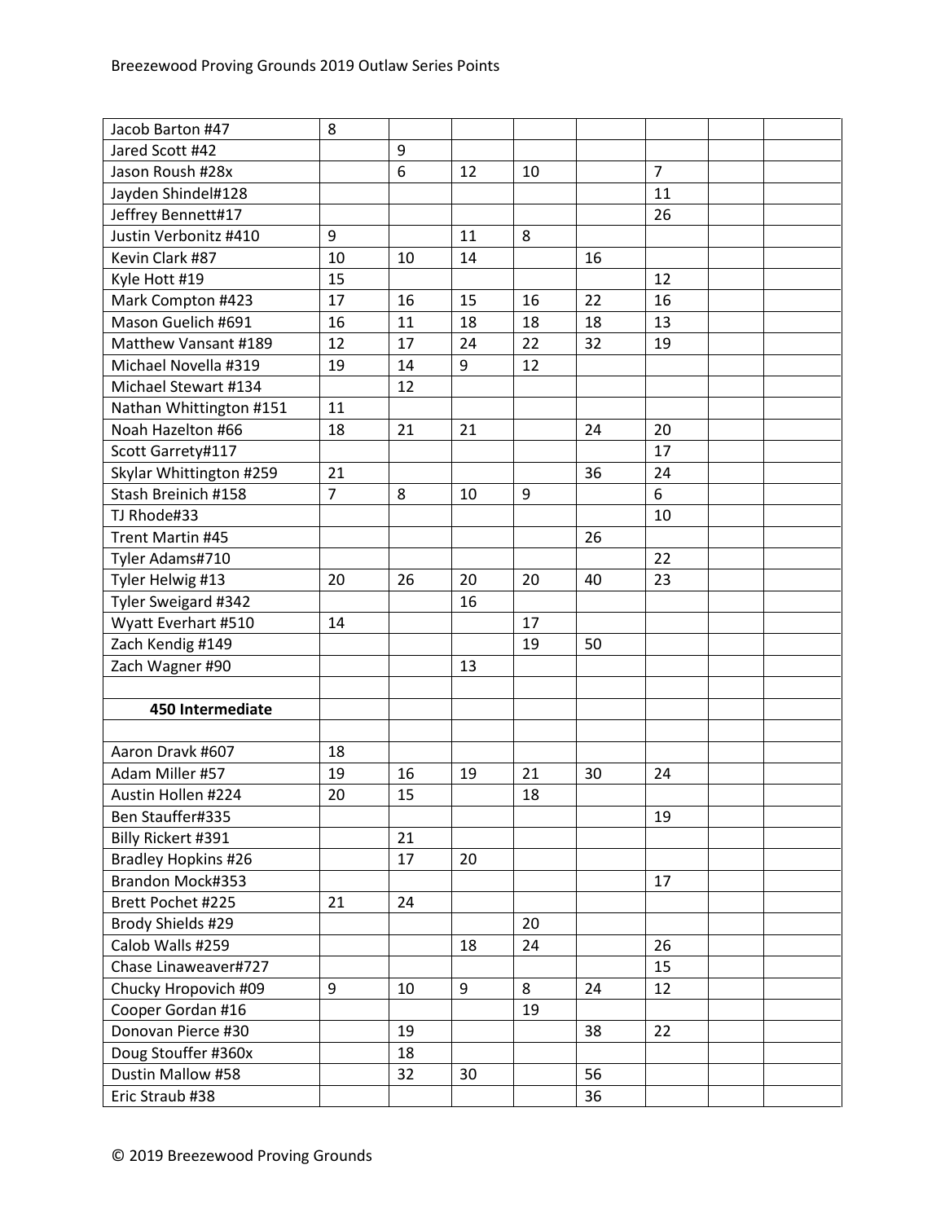| | | | | | | | | |
|---|---|---|---|---|---|---|---|---|
| Jacob Barton #47 | 8 | | | | | | | |
| Jared Scott #42 | | 9 | | | | | | |
| Jason Roush #28x | | 6 | 12 | 10 | | 7 | | |
| Jayden Shindel#128 | | | | | | 11 | | |
| Jeffrey Bennett#17 | | | | | | 26 | | |
| Justin Verbonitz #410 | 9 | | 11 | 8 | | | | |
| Kevin Clark #87 | 10 | 10 | 14 | | 16 | | | |
| Kyle Hott #19 | 15 | | | | | 12 | | |
| Mark Compton #423 | 17 | 16 | 15 | 16 | 22 | 16 | | |
| Mason Guelich #691 | 16 | 11 | 18 | 18 | 18 | 13 | | |
| Matthew Vansant #189 | 12 | 17 | 24 | 22 | 32 | 19 | | |
| Michael Novella #319 | 19 | 14 | 9 | 12 | | | | |
| Michael Stewart #134 | | 12 | | | | | | |
| Nathan Whittington #151 | 11 | | | | | | | |
| Noah Hazelton #66 | 18 | 21 | 21 | | 24 | 20 | | |
| Scott Garrety#117 | | | | | | 17 | | |
| Skylar Whittington #259 | 21 | | | | 36 | 24 | | |
| Stash Breinich #158 | 7 | 8 | 10 | 9 | | 6 | | |
| TJ Rhode#33 | | | | | | 10 | | |
| Trent Martin #45 | | | | | 26 | | | |
| Tyler Adams#710 | | | | | | 22 | | |
| Tyler Helwig #13 | 20 | 26 | 20 | 20 | 40 | 23 | | |
| Tyler Sweigard #342 | | | 16 | | | | | |
| Wyatt Everhart #510 | 14 | | | 17 | | | | |
| Zach Kendig #149 | | | | 19 | 50 | | | |
| Zach Wagner #90 | | | 13 | | | | | |
| | | | | | | | | |
| **450 Intermediate** | | | | | | | | |
| | | | | | | | | |
| Aaron Dravk #607 | 18 | | | | | | | |
| Adam Miller #57 | 19 | 16 | 19 | 21 | 30 | 24 | | |
| Austin Hollen #224 | 20 | 15 | | 18 | | | | |
| Ben Stauffer#335 | | | | | | 19 | | |
| Billy Rickert #391 | | 21 | | | | | | |
| Bradley Hopkins #26 | | 17 | 20 | | | | | |
| Brandon Mock#353 | | | | | | 17 | | |
| Brett Pochet #225 | 21 | 24 | | | | | | |
| Brody Shields #29 | | | | 20 | | | | |
| Calob Walls #259 | | | 18 | 24 | | 26 | | |
| Chase Linaweaver#727 | | | | | | 15 | | |
| Chucky Hropovich #09 | 9 | 10 | 9 | 8 | 24 | 12 | | |
| Cooper Gordan #16 | | | | 19 | | | | |
| Donovan Pierce #30 | | 19 | | | 38 | 22 | | |
| Doug Stouffer #360x | | 18 | | | | | | |
| Dustin Mallow #58 | | 32 | 30 | | 56 | | | |
| Eric Straub #38 | | | | | 36 | | | |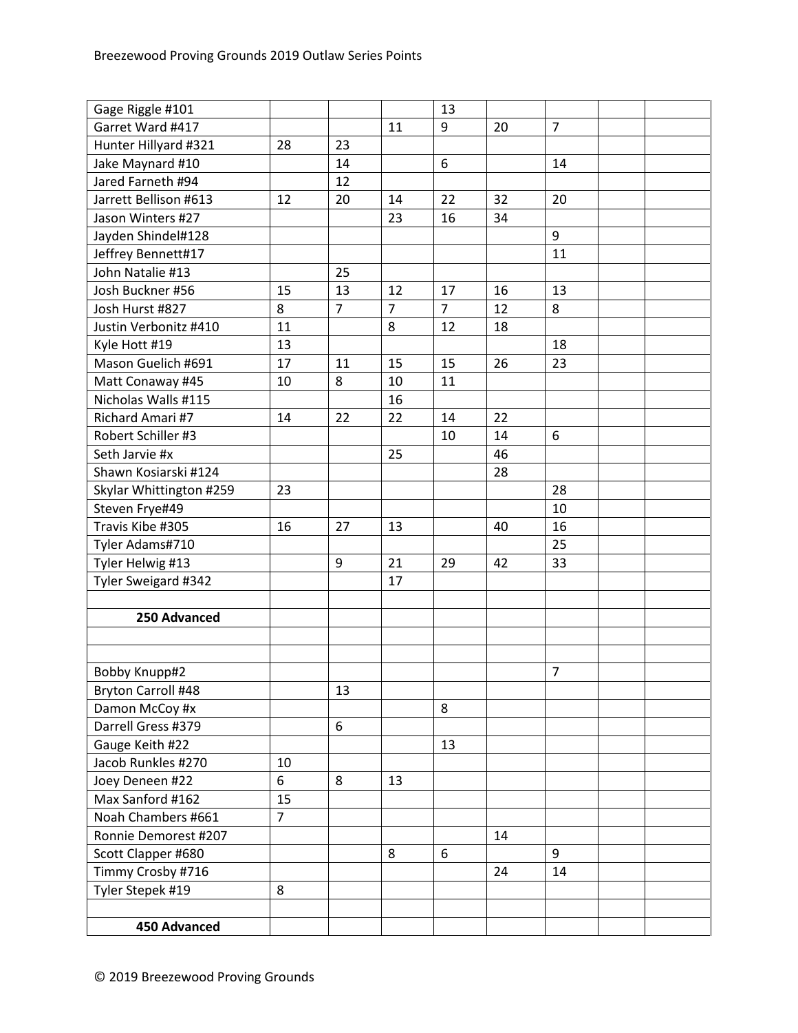| | | | | | | | | |
|---|---|---|---|---|---|---|---|---|
| Gage Riggle #101 | | | | 13 | | | | |
| Garret Ward #417 | | | 11 | 9 | 20 | 7 | | |
| Hunter Hillyard #321 | 28 | 23 | | | | | | |
| Jake Maynard #10 | | 14 | | 6 | | 14 | | |
| Jared Farneth #94 | | 12 | | | | | | |
| Jarrett Bellison #613 | 12 | 20 | 14 | 22 | 32 | 20 | | |
| Jason Winters #27 | | | 23 | 16 | 34 | | | |
| Jayden Shindel#128 | | | | | | 9 | | |
| Jeffrey Bennett#17 | | | | | | 11 | | |
| John Natalie #13 | | 25 | | | | | | |
| Josh Buckner #56 | 15 | 13 | 12 | 17 | 16 | 13 | | |
| Josh Hurst #827 | 8 | 7 | 7 | 7 | 12 | 8 | | |
| Justin Verbonitz #410 | 11 | | 8 | 12 | 18 | | | |
| Kyle Hott #19 | 13 | | | | | 18 | | |
| Mason Guelich #691 | 17 | 11 | 15 | 15 | 26 | 23 | | |
| Matt Conaway #45 | 10 | 8 | 10 | 11 | | | | |
| Nicholas Walls #115 | | | 16 | | | | | |
| Richard Amari #7 | 14 | 22 | 22 | 14 | 22 | | | |
| Robert Schiller #3 | | | | 10 | 14 | 6 | | |
| Seth Jarvie #x | | | 25 | | 46 | | | |
| Shawn Kosiarski #124 | | | | | 28 | | | |
| Skylar Whittington #259 | 23 | | | | | 28 | | |
| Steven Frye#49 | | | | | | 10 | | |
| Travis Kibe #305 | 16 | 27 | 13 | | 40 | 16 | | |
| Tyler Adams#710 | | | | | | 25 | | |
| Tyler Helwig #13 | | 9 | 21 | 29 | 42 | 33 | | |
| Tyler Sweigard #342 | | | 17 | | | | | |
| | | | | | | | | |
| **250 Advanced** | | | | | | | | |
| | | | | | | | | |
| | | | | | | | | |
| Bobby Knupp#2 | | | | | | 7 | | |
| Bryton Carroll #48 | | 13 | | | | | | |
| Damon McCoy #x | | | | 8 | | | | |
| Darrell Gress #379 | | 6 | | | | | | |
| Gauge Keith #22 | | | | 13 | | | | |
| Jacob Runkles #270 | 10 | | | | | | | |
| Joey Deneen #22 | 6 | 8 | 13 | | | | | |
| Max Sanford #162 | 15 | | | | | | | |
| Noah Chambers #661 | 7 | | | | | | | |
| Ronnie Demorest #207 | | | | | 14 | | | |
| Scott Clapper #680 | | | 8 | 6 | | 9 | | |
| Timmy Crosby #716 | | | | | 24 | 14 | | |
| Tyler Stepek #19 | 8 | | | | | | | |
| | | | | | | | | |
| **450 Advanced** | | | | | | | | |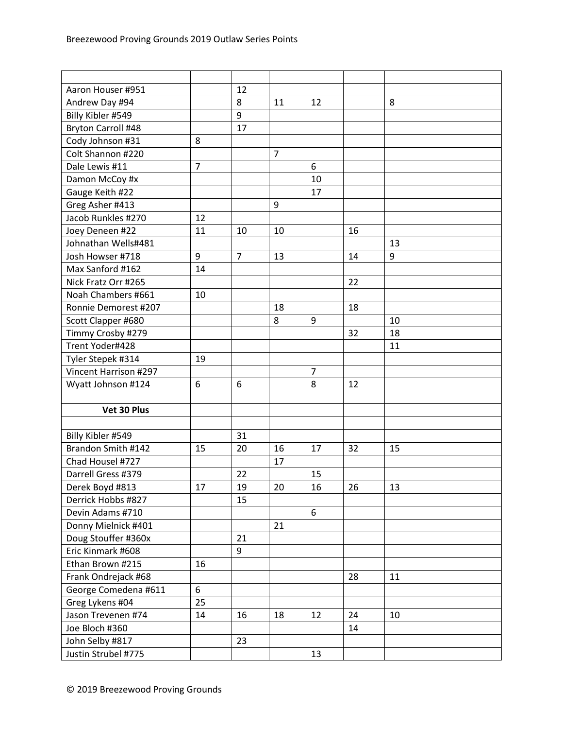| | | | | | | | | |
|---|---|---|---|---|---|---|---|---|
| Aaron Houser #951 | | 12 | | | | | | |
| Andrew Day #94 | | 8 | 11 | 12 | | 8 | | |
| Billy Kibler #549 | | 9 | | | | | | |
| Bryton Carroll #48 | | 17 | | | | | | |
| Cody Johnson #31 | 8 | | | | | | | |
| Colt Shannon #220 | | | 7 | | | | | |
| Dale Lewis #11 | 7 | | | 6 | | | | |
| Damon McCoy #x | | | | 10 | | | | |
| Gauge Keith #22 | | | | 17 | | | | |
| Greg Asher #413 | | | 9 | | | | | |
| Jacob Runkles #270 | 12 | | | | | | | |
| Joey Deneen #22 | 11 | 10 | 10 | | 16 | | | |
| Johnathan Wells#481 | | | | | | 13 | | |
| Josh Howser #718 | 9 | 7 | 13 | | 14 | 9 | | |
| Max Sanford #162 | 14 | | | | | | | |
| Nick Fratz Orr #265 | | | | | 22 | | | |
| Noah Chambers #661 | 10 | | | | | | | |
| Ronnie Demorest #207 | | | 18 | | 18 | | | |
| Scott Clapper #680 | | | 8 | 9 | | 10 | | |
| Timmy Crosby #279 | | | | | 32 | 18 | | |
| Trent Yoder#428 | | | | | | 11 | | |
| Tyler Stepek #314 | 19 | | | | | | | |
| Vincent Harrison #297 | | | | 7 | | | | |
| Wyatt Johnson #124 | 6 | 6 | | 8 | 12 | | | |
| | | | | | | | | |
| **Vet 30 Plus** | | | | | | | | |
| | | | | | | | | |
| Billy Kibler #549 | | 31 | | | | | | |
| Brandon Smith #142 | 15 | 20 | 16 | 17 | 32 | 15 | | |
| Chad Housel #727 | | | 17 | | | | | |
| Darrell Gress #379 | | 22 | | 15 | | | | |
| Derek Boyd #813 | 17 | 19 | 20 | 16 | 26 | 13 | | |
| Derrick Hobbs #827 | | 15 | | | | | | |
| Devin Adams #710 | | | | 6 | | | | |
| Donny Mielnick #401 | | | 21 | | | | | |
| Doug Stouffer #360x | | 21 | | | | | | |
| Eric Kinmark #608 | | 9 | | | | | | |
| Ethan Brown #215 | 16 | | | | | | | |
| Frank Ondrejack #68 | | | | | 28 | 11 | | |
| George Comedena #611 | 6 | | | | | | | |
| Greg Lykens #04 | 25 | | | | | | | |
| Jason Trevenen #74 | 14 | 16 | 18 | 12 | 24 | 10 | | |
| Joe Bloch #360 | | | | | 14 | | | |
| John Selby #817 | | 23 | | | | | | |
| Justin Strubel #775 | | | | 13 | | | | |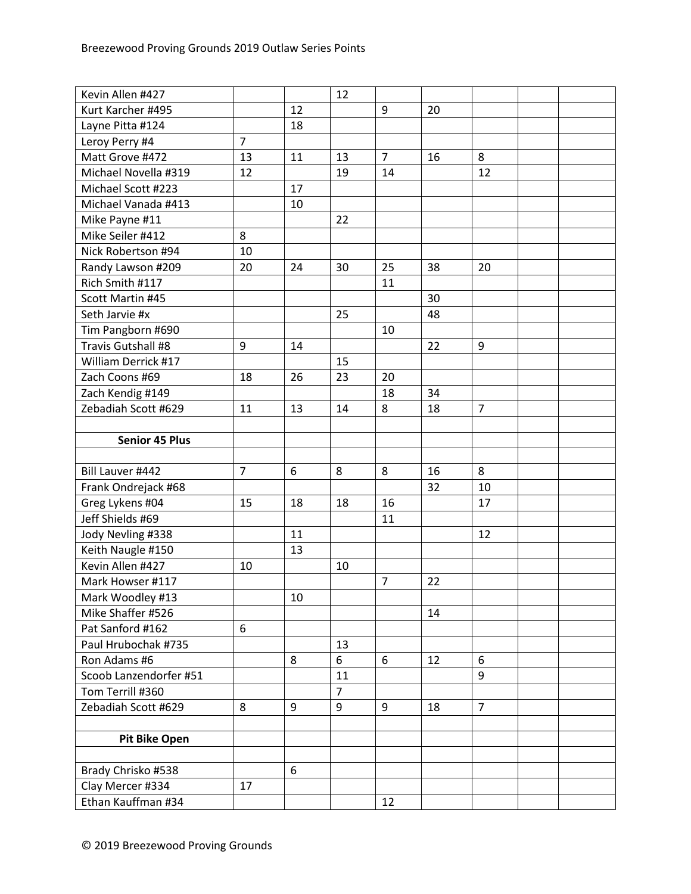| | | | | | | | | |
|---|---|---|---|---|---|---|---|---|
| Kevin Allen #427 | | | 12 | | | | | |
| Kurt Karcher #495 | | 12 | | 9 | 20 | | | |
| Layne Pitta #124 | | 18 | | | | | | |
| Leroy Perry #4 | 7 | | | | | | | |
| Matt Grove #472 | 13 | 11 | 13 | 7 | 16 | 8 | | |
| Michael Novella #319 | 12 | | 19 | 14 | | 12 | | |
| Michael Scott #223 | | 17 | | | | | | |
| Michael Vanada #413 | | 10 | | | | | | |
| Mike Payne #11 | | | 22 | | | | | |
| Mike Seiler #412 | 8 | | | | | | | |
| Nick Robertson #94 | 10 | | | | | | | |
| Randy Lawson #209 | 20 | 24 | 30 | 25 | 38 | 20 | | |
| Rich Smith #117 | | | | 11 | | | | |
| Scott Martin #45 | | | | | 30 | | | |
| Seth Jarvie #x | | | 25 | | 48 | | | |
| Tim Pangborn #690 | | | | 10 | | | | |
| Travis Gutshall #8 | 9 | 14 | | | 22 | 9 | | |
| William Derrick #17 | | | 15 | | | | | |
| Zach Coons #69 | 18 | 26 | 23 | 20 | | | | |
| Zach Kendig #149 | | | | 18 | 34 | | | |
| Zebadiah Scott #629 | 11 | 13 | 14 | 8 | 18 | 7 | | |
| | | | | | | | | |
| **Senior 45 Plus** | | | | | | | | |
| | | | | | | | | |
| Bill Lauver #442 | 7 | 6 | 8 | 8 | 16 | 8 | | |
| Frank Ondrejack #68 | | | | | 32 | 10 | | |
| Greg Lykens #04 | 15 | 18 | 18 | 16 | | 17 | | |
| Jeff Shields #69 | | | | 11 | | | | |
| Jody Nevling #338 | | 11 | | | | 12 | | |
| Keith Naugle #150 | | 13 | | | | | | |
| Kevin Allen #427 | 10 | | 10 | | | | | |
| Mark Howser #117 | | | | 7 | 22 | | | |
| Mark Woodley #13 | | 10 | | | | | | |
| Mike Shaffer #526 | | | | | 14 | | | |
| Pat Sanford #162 | 6 | | | | | | | |
| Paul Hrubochak #735 | | | 13 | | | | | |
| Ron Adams #6 | | 8 | 6 | 6 | 12 | 6 | | |
| Scoob Lanzendorfer #51 | | | 11 | | | 9 | | |
| Tom Terrill #360 | | | 7 | | | | | |
| Zebadiah Scott #629 | 8 | 9 | 9 | 9 | 18 | 7 | | |
| | | | | | | | | |
| **Pit Bike Open** | | | | | | | | |
| | | | | | | | | |
| Brady Chrisko #538 | | 6 | | | | | | |
| Clay Mercer #334 | 17 | | | | | | | |
| Ethan Kauffman #34 | | | | 12 | | | | |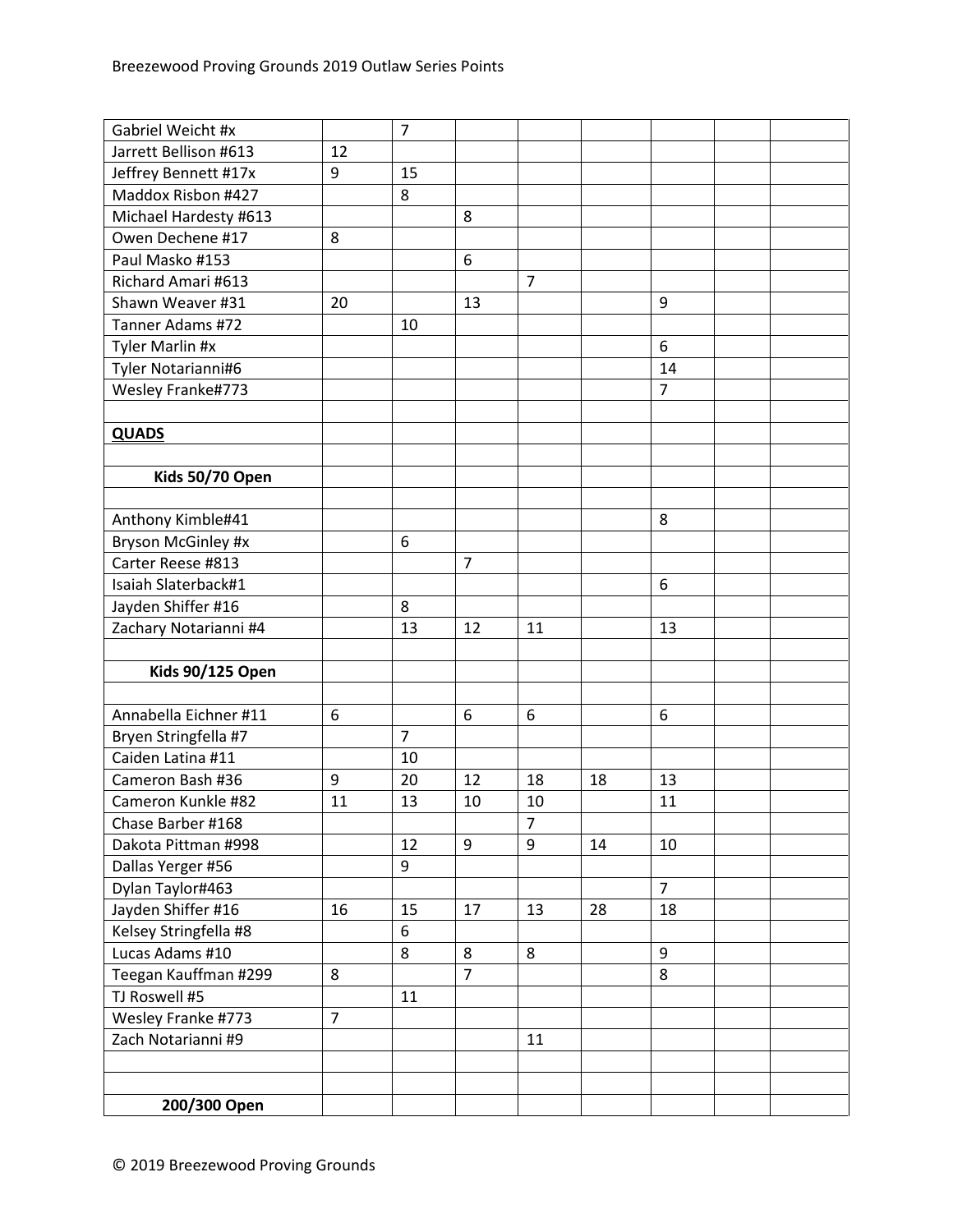| | | | | | | | | |
|---|---|---|---|---|---|---|---|---|
| Gabriel Weicht #x | | 7 | | | | | | |
| Jarrett Bellison #613 | 12 | | | | | | | |
| Jeffrey Bennett #17x | 9 | 15 | | | | | | |
| Maddox Risbon #427 | | 8 | | | | | | |
| Michael Hardesty #613 | | | 8 | | | | | |
| Owen Dechene #17 | 8 | | | | | | | |
| Paul Masko #153 | | | 6 | | | | | |
| Richard Amari #613 | | | | 7 | | | | |
| Shawn Weaver #31 | 20 | | 13 | | | 9 | | |
| Tanner Adams #72 | | 10 | | | | | | |
| Tyler Marlin #x | | | | | | 6 | | |
| Tyler Notarianni#6 | | | | | | 14 | | |
| Wesley Franke#773 | | | | | | 7 | | |
| | | | | | | | | |
| **QUADS** | | | | | | | | |
| | | | | | | | | |
| **Kids 50/70 Open** | | | | | | | | |
| | | | | | | | | |
| Anthony Kimble#41 | | | | | | 8 | | |
| Bryson McGinley #x | | 6 | | | | | | |
| Carter Reese #813 | | | 7 | | | | | |
| Isaiah Slaterback#1 | | | | | | 6 | | |
| Jayden Shiffer #16 | | 8 | | | | | | |
| Zachary Notarianni #4 | | 13 | 12 | 11 | | 13 | | |
| | | | | | | | | |
| **Kids 90/125 Open** | | | | | | | | |
| | | | | | | | | |
| Annabella Eichner #11 | 6 | | 6 | 6 | | 6 | | |
| Bryen Stringfella #7 | | 7 | | | | | | |
| Caiden Latina #11 | | 10 | | | | | | |
| Cameron Bash #36 | 9 | 20 | 12 | 18 | 18 | 13 | | |
| Cameron Kunkle #82 | 11 | 13 | 10 | 10 | | 11 | | |
| Chase Barber #168 | | | | 7 | | | | |
| Dakota Pittman #998 | | 12 | 9 | 9 | 14 | 10 | | |
| Dallas Yerger #56 | | 9 | | | | | | |
| Dylan Taylor#463 | | | | | | 7 | | |
| Jayden Shiffer #16 | 16 | 15 | 17 | 13 | 28 | 18 | | |
| Kelsey Stringfella #8 | | 6 | | | | | | |
| Lucas Adams #10 | | 8 | 8 | 8 | | 9 | | |
| Teegan Kauffman #299 | 8 | | 7 | | | 8 | | |
| TJ Roswell #5 | | 11 | | | | | | |
| Wesley Franke #773 | 7 | | | | | | | |
| Zach Notarianni #9 | | | | 11 | | | | |
| | | | | | | | | |
| | | | | | | | | |
| **200/300 Open** | | | | | | | | |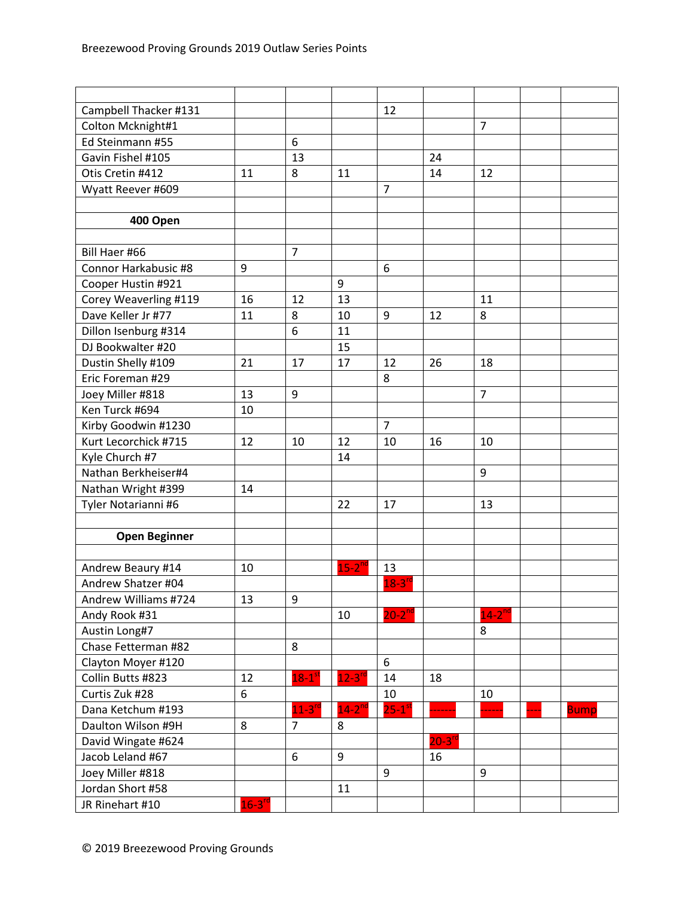| | | | | | | | | |
|---|---|---|---|---|---|---|---|---|
| Campbell Thacker #131 | | | | 12 | | | | |
| Colton Mcknight#1 | | | | | | 7 | | |
| Ed Steinmann #55 | | 6 | | | | | | |
| Gavin Fishel #105 | | 13 | | | 24 | | | |
| Otis Cretin #412 | 11 | 8 | 11 | | 14 | 12 | | |
| Wyatt Reever #609 | | | | 7 | | | | |
| | | | | | | | | |
| **400 Open** | | | | | | | | |
| | | | | | | | | |
| Bill Haer #66 | | 7 | | | | | | |
| Connor Harkabusic #8 | 9 | | | 6 | | | | |
| Cooper Hustin #921 | | | 9 | | | | | |
| Corey Weaverling #119 | 16 | 12 | 13 | | | 11 | | |
| Dave Keller Jr #77 | 11 | 8 | 10 | 9 | 12 | 8 | | |
| Dillon Isenburg #314 | | 6 | 11 | | | | | |
| DJ Bookwalter #20 | | | 15 | | | | | |
| Dustin Shelly #109 | 21 | 17 | 17 | 12 | 26 | 18 | | |
| Eric Foreman #29 | | | | 8 | | | | |
| Joey Miller #818 | 13 | 9 | | | | 7 | | |
| Ken Turck #694 | 10 | | | | | | | |
| Kirby Goodwin #1230 | | | | 7 | | | | |
| Kurt Lecorchick #715 | 12 | 10 | 12 | 10 | 16 | 10 | | |
| Kyle Church #7 | | | 14 | | | | | |
| Nathan Berkheiser#4 | | | | | | 9 | | |
| Nathan Wright #399 | 14 | | | | | | | |
| Tyler Notarianni #6 | | | 22 | 17 | | 13 | | |
| | | | | | | | | |
| **Open Beginner** | | | | | | | | |
| | | | | | | | | |
| Andrew Beaury #14 | 10 | | 15-2nd | 13 | | | | |
| Andrew Shatzer #04 | | | | 18-3rd | | | | |
| Andrew Williams #724 | 13 | 9 | | | | | | |
| Andy Rook #31 | | | 10 | 20-2nd | | 14-2nd | | |
| Austin Long#7 | | | | | | 8 | | |
| Chase Fetterman #82 | | 8 | | | | | | |
| Clayton Moyer #120 | | | | 6 | | | | |
| Collin Butts #823 | 12 | 18-1st | 12-3rd | 14 | 18 | | | |
| Curtis Zuk #28 | 6 | | | 10 | | 10 | | |
| Dana Ketchum #193 | | 11-3rd | 14-2nd | 25-1st | ------- | ------ | ---- | Bump |
| Daulton Wilson #9H | 8 | 7 | 8 | | | | | |
| David Wingate #624 | | | | | 20-3rd | | | |
| Jacob Leland #67 | | 6 | 9 | | 16 | | | |
| Joey Miller #818 | | | | 9 | | 9 | | |
| Jordan Short #58 | | | 11 | | | | | |
| JR Rinehart #10 | 16-3rd | | | | | | | |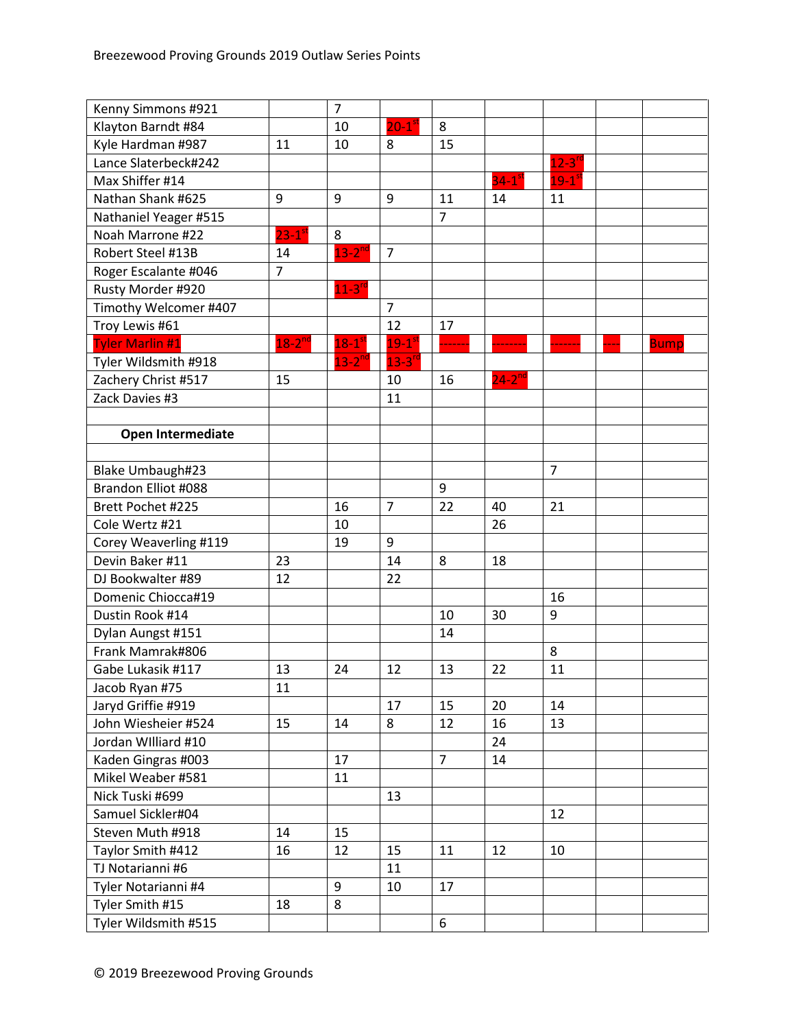| | | | | | | | | |
|---|---|---|---|---|---|---|---|---|
| Kenny Simmons #921 | | 7 | | | | | | |
| Klayton Barndt #84 | | 10 | 20-1st | 8 | | | | |
| Kyle Hardman #987 | 11 | 10 | 8 | 15 | | | | |
| Lance Slaterbeck#242 | | | | | | 12-3rd | | |
| Max Shiffer #14 | | | | | 34-1st | 19-1st | | |
| Nathan Shank #625 | 9 | 9 | 9 | 11 | 14 | 11 | | |
| Nathaniel Yeager #515 | | | | 7 | | | | |
| Noah Marrone #22 | 23-1st | 8 | | | | | | |
| Robert Steel #13B | 14 | 13-2nd | 7 | | | | | |
| Roger Escalante #046 | 7 | | | | | | | |
| Rusty Morder #920 | | 11-3rd | | | | | | |
| Timothy Welcomer #407 | | | 7 | | | | | |
| Troy Lewis #61 | | | 12 | 17 | | | | |
| Tyler Marlin #1 | 18-2nd | 18-1st | 19-1st | ------- | -------- | ------- | ---- | Bump |
| Tyler Wildsmith #918 | | 13-2nd | 13-3rd | | | | | |
| Zachery Christ #517 | 15 | | 10 | 16 | 24-2nd | | | |
| Zack Davies #3 | | | 11 | | | | | |
| | | | | | | | | |
| **Open Intermediate** | | | | | | | | |
| | | | | | | | | |
| Blake Umbaugh#23 | | | | | | 7 | | |
| Brandon Elliot #088 | | | | 9 | | | | |
| Brett Pochet #225 | | 16 | 7 | 22 | 40 | 21 | | |
| Cole Wertz #21 | | 10 | | | 26 | | | |
| Corey Weaverling #119 | | 19 | 9 | | | | | |
| Devin Baker #11 | 23 | | 14 | 8 | 18 | | | |
| DJ Bookwalter #89 | 12 | | 22 | | | | | |
| Domenic Chiocca#19 | | | | | | 16 | | |
| Dustin Rook #14 | | | | 10 | 30 | 9 | | |
| Dylan Aungst #151 | | | | 14 | | | | |
| Frank Mamrak#806 | | | | | | 8 | | |
| Gabe Lukasik #117 | 13 | 24 | 12 | 13 | 22 | 11 | | |
| Jacob Ryan #75 | 11 | | | | | | | |
| Jaryd Griffie #919 | | | 17 | 15 | 20 | 14 | | |
| John Wiesheier #524 | 15 | 14 | 8 | 12 | 16 | 13 | | |
| Jordan WIlliard #10 | | | | | 24 | | | |
| Kaden Gingras #003 | | 17 | | 7 | 14 | | | |
| Mikel Weaber #581 | | 11 | | | | | | |
| Nick Tuski #699 | | | 13 | | | | | |
| Samuel Sickler#04 | | | | | | 12 | | |
| Steven Muth #918 | 14 | 15 | | | | | | |
| Taylor Smith #412 | 16 | 12 | 15 | 11 | 12 | 10 | | |
| TJ Notarianni #6 | | | 11 | | | | | |
| Tyler Notarianni #4 | | 9 | 10 | 17 | | | | |
| Tyler Smith #15 | 18 | 8 | | | | | | |
| Tyler Wildsmith #515 | | | | 6 | | | | |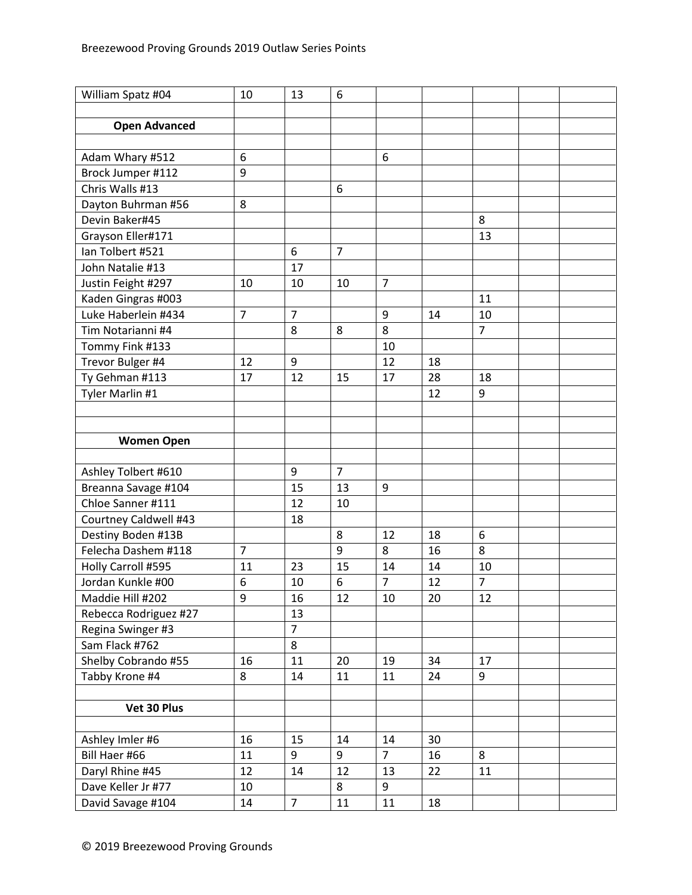| | | | | | | | | |
|---|---|---|---|---|---|---|---|---|
| William Spatz #04 | 10 | 13 | 6 | | | | | |
| | | | | | | | | |
| **Open Advanced** | | | | | | | | |
| | | | | | | | | |
| Adam Whary #512 | 6 | | | 6 | | | | |
| Brock Jumper #112 | 9 | | | | | | | |
| Chris Walls #13 | | | 6 | | | | | |
| Dayton Buhrman #56 | 8 | | | | | | | |
| Devin Baker#45 | | | | | | 8 | | |
| Grayson Eller#171 | | | | | | 13 | | |
| Ian Tolbert #521 | | 6 | 7 | | | | | |
| John Natalie #13 | | 17 | | | | | | |
| Justin Feight #297 | 10 | 10 | 10 | 7 | | | | |
| Kaden Gingras #003 | | | | | | 11 | | |
| Luke Haberlein #434 | 7 | 7 | | 9 | 14 | 10 | | |
| Tim Notarianni #4 | | 8 | 8 | 8 | | 7 | | |
| Tommy Fink #133 | | | | 10 | | | | |
| Trevor Bulger #4 | 12 | 9 | | 12 | 18 | | | |
| Ty Gehman #113 | 17 | 12 | 15 | 17 | 28 | 18 | | |
| Tyler Marlin #1 | | | | | 12 | 9 | | |
| | | | | | | | | |
| | | | | | | | | |
| **Women Open** | | | | | | | | |
| | | | | | | | | |
| Ashley Tolbert #610 | | 9 | 7 | | | | | |
| Breanna Savage #104 | | 15 | 13 | 9 | | | | |
| Chloe Sanner #111 | | 12 | 10 | | | | | |
| Courtney Caldwell #43 | | 18 | | | | | | |
| Destiny Boden #13B | | | 8 | 12 | 18 | 6 | | |
| Felecha Dashem #118 | 7 | | 9 | 8 | 16 | 8 | | |
| Holly Carroll #595 | 11 | 23 | 15 | 14 | 14 | 10 | | |
| Jordan Kunkle #00 | 6 | 10 | 6 | 7 | 12 | 7 | | |
| Maddie Hill #202 | 9 | 16 | 12 | 10 | 20 | 12 | | |
| Rebecca Rodriguez #27 | | 13 | | | | | | |
| Regina Swinger #3 | | 7 | | | | | | |
| Sam Flack #762 | | 8 | | | | | | |
| Shelby Cobrando #55 | 16 | 11 | 20 | 19 | 34 | 17 | | |
| Tabby Krone #4 | 8 | 14 | 11 | 11 | 24 | 9 | | |
| | | | | | | | | |
| **Vet 30 Plus** | | | | | | | | |
| | | | | | | | | |
| Ashley Imler #6 | 16 | 15 | 14 | 14 | 30 | | | |
| Bill Haer #66 | 11 | 9 | 9 | 7 | 16 | 8 | | |
| Daryl Rhine #45 | 12 | 14 | 12 | 13 | 22 | 11 | | |
| Dave Keller Jr #77 | 10 | | 8 | 9 | | | | |
| David Savage #104 | 14 | 7 | 11 | 11 | 18 | | | |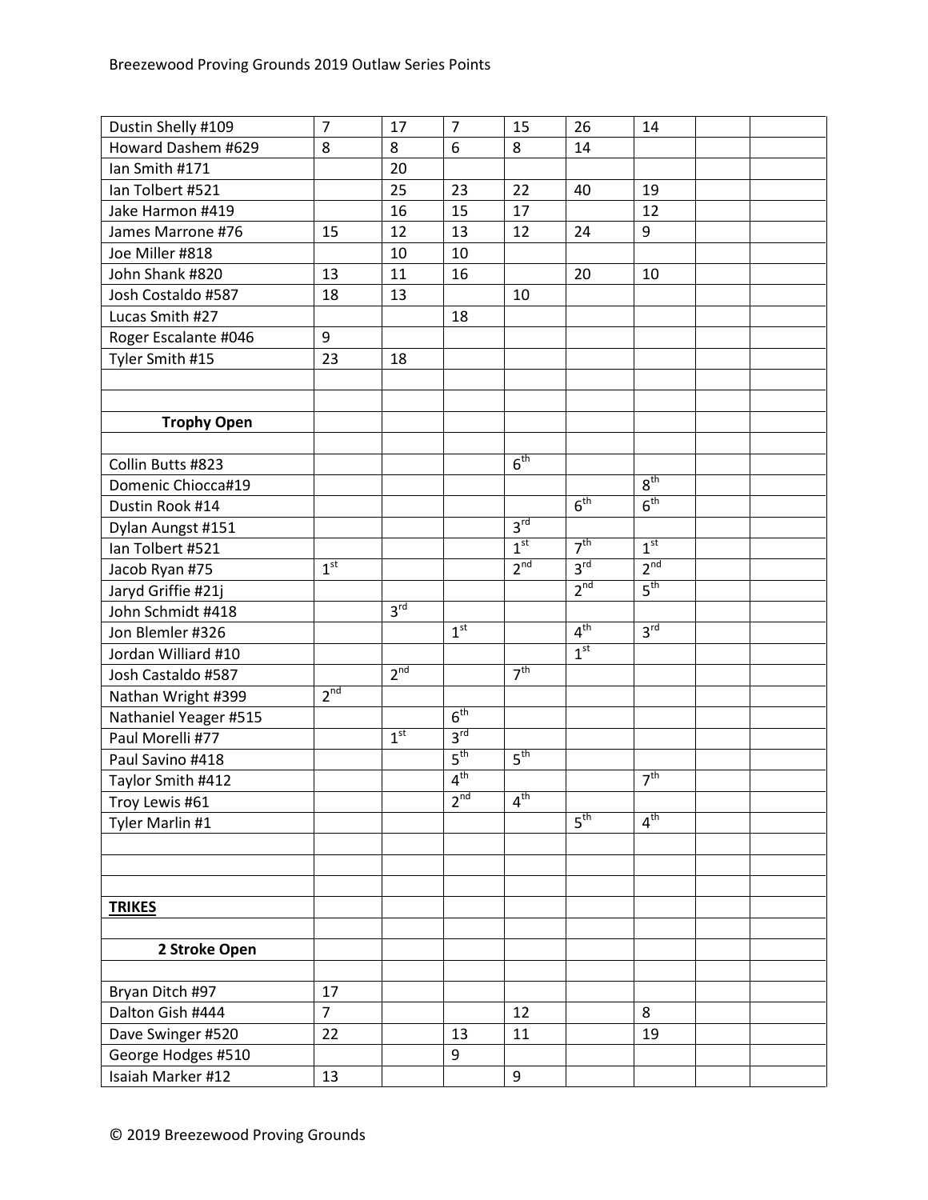| | | | | | | | | |
|---|---|---|---|---|---|---|---|---|
| Dustin Shelly #109 | 7 | 17 | 7 | 15 | 26 | 14 | | |
| Howard Dashem #629 | 8 | 8 | 6 | 8 | 14 | | | |
| Ian Smith #171 | | 20 | | | | | | |
| Ian Tolbert #521 | | 25 | 23 | 22 | 40 | 19 | | |
| Jake Harmon #419 | | 16 | 15 | 17 | | 12 | | |
| James Marrone #76 | 15 | 12 | 13 | 12 | 24 | 9 | | |
| Joe Miller #818 | | 10 | 10 | | | | | |
| John Shank #820 | 13 | 11 | 16 | | 20 | 10 | | |
| Josh Costaldo #587 | 18 | 13 | | 10 | | | | |
| Lucas Smith #27 | | | 18 | | | | | |
| Roger Escalante #046 | 9 | | | | | | | |
| Tyler Smith #15 | 23 | 18 | | | | | | |
| | | | | | | | | |
| | | | | | | | | |
| **Trophy Open** | | | | | | | | |
| | | | | | | | | |
| Collin Butts #823 | | | | 6th | | | | |
| Domenic Chiocca#19 | | | | | | 8th | | |
| Dustin Rook #14 | | | | | 6th | 6th | | |
| Dylan Aungst #151 | | | | 3rd | | | | |
| Ian Tolbert #521 | | | | 1st | 7th | 1st | | |
| Jacob Ryan #75 | 1st | | | 2nd | 3rd | 2nd | | |
| Jaryd Griffie #21j | | | | | 2nd | 5th | | |
| John Schmidt #418 | | 3rd | | | | | | |
| Jon Blemler #326 | | | 1st | | 4th | 3rd | | |
| Jordan Williard #10 | | | | | 1st | | | |
| Josh Castaldo #587 | | 2nd | | 7th | | | | |
| Nathan Wright #399 | 2nd | | | | | | | |
| Nathaniel Yeager #515 | | | 6th | | | | | |
| Paul Morelli #77 | | 1st | 3rd | | | | | |
| Paul Savino #418 | | | 5th | 5th | | | | |
| Taylor Smith #412 | | | 4th | | | 7th | | |
| Troy Lewis #61 | | | 2nd | 4th | | | | |
| Tyler Marlin #1 | | | | | 5th | 4th | | |
| | | | | | | | | |
| | | | | | | | | |
| | | | | | | | | |
| **TRIKES** | | | | | | | | |
| | | | | | | | | |
| **2 Stroke Open** | | | | | | | | |
| | | | | | | | | |
| Bryan Ditch #97 | 17 | | | | | | | |
| Dalton Gish #444 | 7 | | | 12 | | 8 | | |
| Dave Swinger #520 | 22 | | 13 | 11 | | 19 | | |
| George Hodges #510 | | | 9 | | | | | |
| Isaiah Marker #12 | 13 | | | 9 | | | | |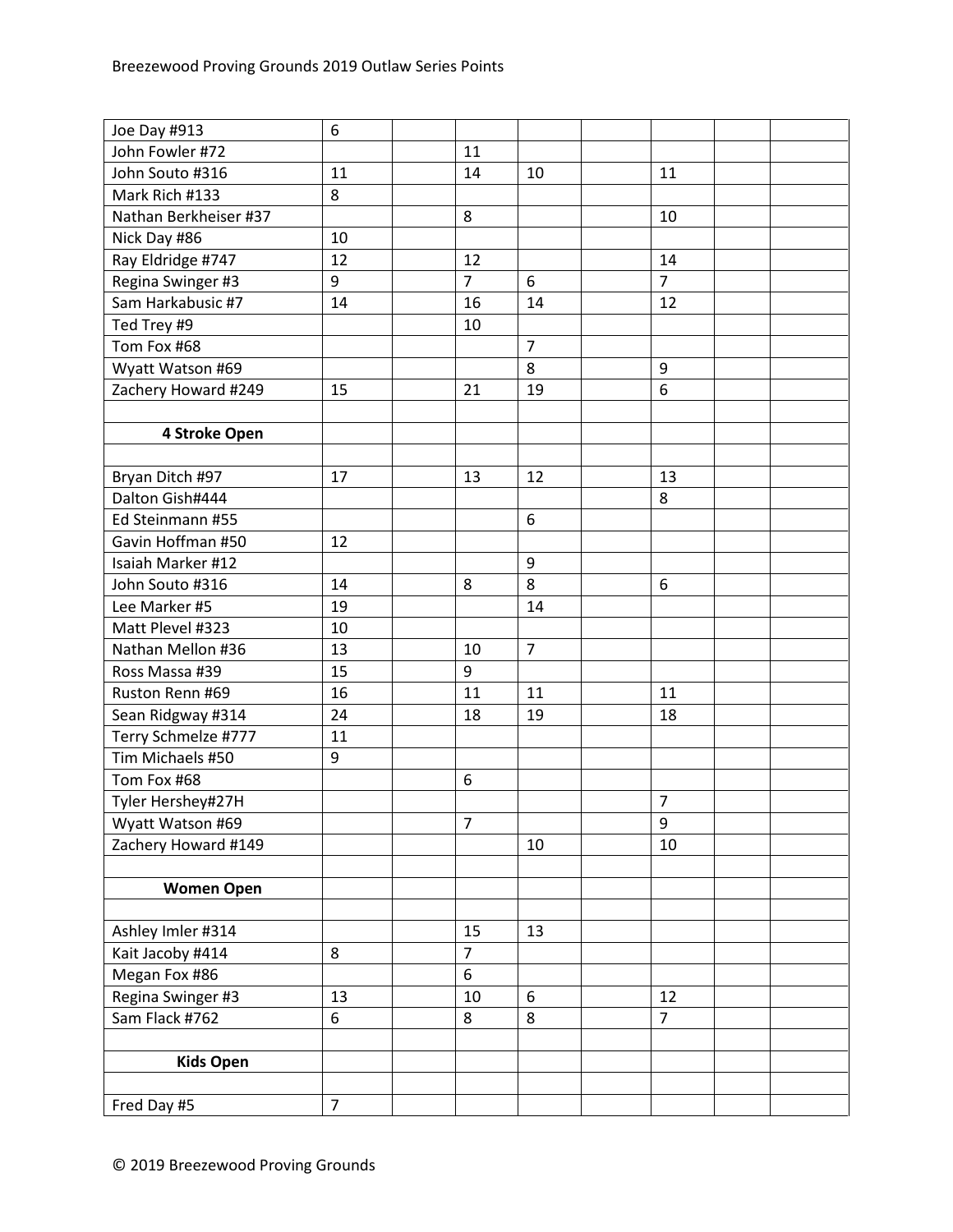| | | | | | | | | | |
|---|---|---|---|---|---|---|---|---|---|
| Joe Day #913 | 6 | | | | | | | | |
| John Fowler #72 | | | 11 | | | | | | |
| John Souto #316 | 11 | | 14 | 10 | | 11 | | | |
| Mark Rich #133 | 8 | | | | | | | | |
| Nathan Berkheiser #37 | | | 8 | | | 10 | | | |
| Nick Day #86 | 10 | | | | | | | | |
| Ray Eldridge #747 | 12 | | 12 | | | 14 | | | |
| Regina Swinger #3 | 9 | | 7 | 6 | | 7 | | | |
| Sam Harkabusic #7 | 14 | | 16 | 14 | | 12 | | | |
| Ted Trey #9 | | | 10 | | | | | | |
| Tom Fox #68 | | | | 7 | | | | | |
| Wyatt Watson #69 | | | | 8 | | 9 | | | |
| Zachery Howard #249 | 15 | | 21 | 19 | | 6 | | | |
| | | | | | | | | | |
| **4 Stroke Open** | | | | | | | | | |
| | | | | | | | | | |
| Bryan Ditch #97 | 17 | | 13 | 12 | | 13 | | | |
| Dalton Gish#444 | | | | | | 8 | | | |
| Ed Steinmann #55 | | | | 6 | | | | | |
| Gavin Hoffman #50 | 12 | | | | | | | | |
| Isaiah Marker #12 | | | | 9 | | | | | |
| John Souto #316 | 14 | | 8 | 8 | | 6 | | | |
| Lee Marker #5 | 19 | | | 14 | | | | | |
| Matt Plevel #323 | 10 | | | | | | | | |
| Nathan Mellon #36 | 13 | | 10 | 7 | | | | | |
| Ross Massa #39 | 15 | | 9 | | | | | | |
| Ruston Renn #69 | 16 | | 11 | 11 | | 11 | | | |
| Sean Ridgway #314 | 24 | | 18 | 19 | | 18 | | | |
| Terry Schmelze #777 | 11 | | | | | | | | |
| Tim Michaels #50 | 9 | | | | | | | | |
| Tom Fox #68 | | | 6 | | | | | | |
| Tyler Hershey#27H | | | | | | 7 | | | |
| Wyatt Watson #69 | | | 7 | | | 9 | | | |
| Zachery Howard #149 | | | | 10 | | 10 | | | |
| | | | | | | | | | |
| **Women Open** | | | | | | | | | |
| | | | | | | | | | |
| Ashley Imler #314 | | | 15 | 13 | | | | | |
| Kait Jacoby #414 | 8 | | 7 | | | | | | |
| Megan Fox #86 | | | 6 | | | | | | |
| Regina Swinger #3 | 13 | | 10 | 6 | | 12 | | | |
| Sam Flack #762 | 6 | | 8 | 8 | | 7 | | | |
| | | | | | | | | | |
| **Kids Open** | | | | | | | | | |
| | | | | | | | | | |
| Fred Day #5 | 7 | | | | | | | | |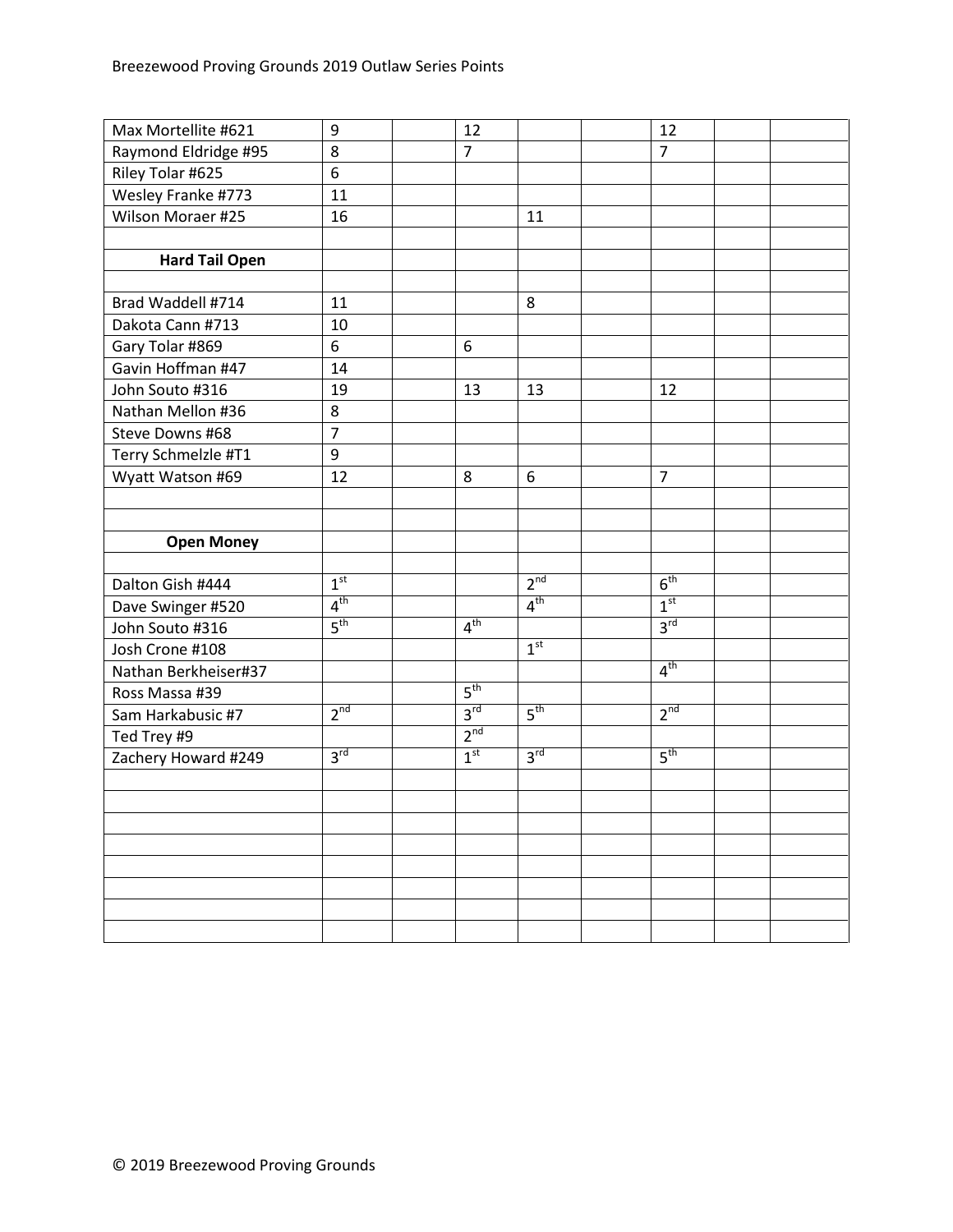| | | | | | | | | |
|---|---|---|---|---|---|---|---|---|
| Max Mortellite #621 | 9 | | 12 | | | 12 | | |
| Raymond Eldridge #95 | 8 | | 7 | | | 7 | | |
| Riley Tolar #625 | 6 | | | | | | | |
| Wesley Franke #773 | 11 | | | | | | | |
| Wilson Moraer #25 | 16 | | | 11 | | | | |
| | | | | | | | | |
| **Hard Tail Open** | | | | | | | | |
| | | | | | | | | |
| Brad Waddell #714 | 11 | | | 8 | | | | |
| Dakota Cann #713 | 10 | | | | | | | |
| Gary Tolar #869 | 6 | | 6 | | | | | |
| Gavin Hoffman #47 | 14 | | | | | | | |
| John Souto #316 | 19 | | 13 | 13 | | 12 | | |
| Nathan Mellon #36 | 8 | | | | | | | |
| Steve Downs #68 | 7 | | | | | | | |
| Terry Schmelzle #T1 | 9 | | | | | | | |
| Wyatt Watson #69 | 12 | | 8 | 6 | | 7 | | |
| | | | | | | | | |
| | | | | | | | | |
| **Open Money** | | | | | | | | |
| | | | | | | | | |
| Dalton Gish #444 | 1st | | | 2nd | | 6th | | |
| Dave Swinger #520 | 4th | | | 4th | | 1st | | |
| John Souto #316 | 5th | | 4th | | | 3rd | | |
| Josh Crone #108 | | | | 1st | | | | |
| Nathan Berkheiser#37 | | | | | | 4th | | |
| Ross Massa #39 | | | 5th | | | | | |
| Sam Harkabusic #7 | 2nd | | 3rd | 5th | | 2nd | | |
| Ted Trey #9 | | | 2nd | | | | | |
| Zachery Howard #249 | 3rd | | 1st | 3rd | | 5th | | |
| | | | | | | | | |
| | | | | | | | | |
| | | | | | | | | |
| | | | | | | | | |
| | | | | | | | | |
| | | | | | | | | |
| | | | | | | | | |
| | | | | | | | | |